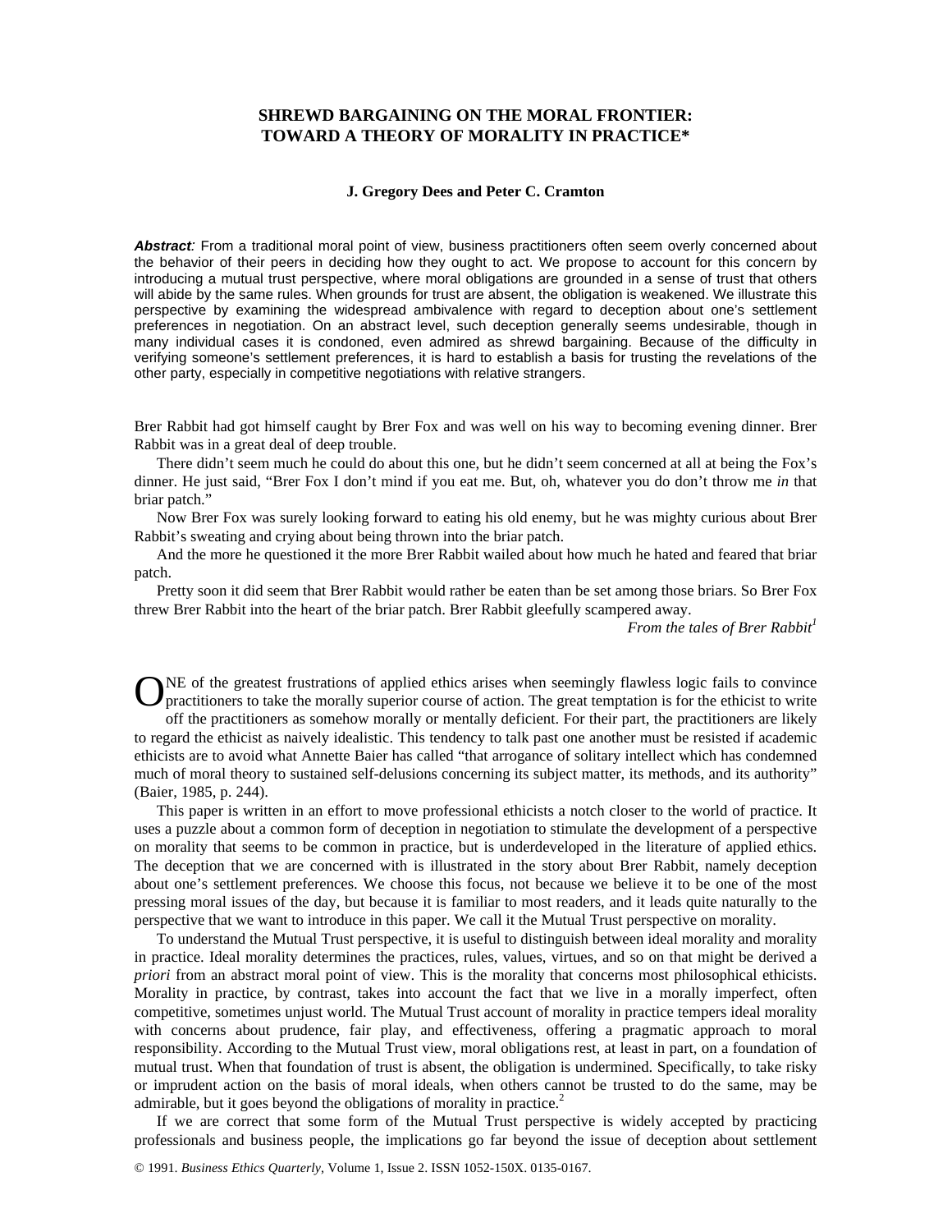# SHREWD BARGAINING ON THE MORAL FRONTIER: TOWARD A THEORY OF MORALITY IN PRACTICE*

**J. Gregory Dees and Peter C. Cramton**

***Abstract:*** From a traditional moral point of view, business practitioners often seem overly concerned about the behavior of their peers in deciding how they ought to act. We propose to account for this concern by introducing a mutual trust perspective, where moral obligations are grounded in a sense of trust that others will abide by the same rules. When grounds for trust are absent, the obligation is weakened. We illustrate this perspective by examining the widespread ambivalence with regard to deception about one's settlement preferences in negotiation. On an abstract level, such deception generally seems undesirable, though in many individual cases it is condoned, even admired as shrewd bargaining. Because of the difficulty in verifying someone's settlement preferences, it is hard to establish a basis for trusting the revelations of the other party, especially in competitive negotiations with relative strangers.

Brer Rabbit had got himself caught by Brer Fox and was well on his way to becoming evening dinner. Brer Rabbit was in a great deal of deep trouble.

There didn't seem much he could do about this one, but he didn't seem concerned at all at being the Fox's dinner. He just said, "Brer Fox I don't mind if you eat me. But, oh, whatever you do don't throw me *in* that briar patch."

Now Brer Fox was surely looking forward to eating his old enemy, but he was mighty curious about Brer Rabbit's sweating and crying about being thrown into the briar patch.

And the more he questioned it the more Brer Rabbit wailed about how much he hated and feared that briar patch.

Pretty soon it did seem that Brer Rabbit would rather be eaten than be set among those briars. So Brer Fox threw Brer Rabbit into the heart of the briar patch. Brer Rabbit gleefully scampered away.

*From the tales of Brer Rabbit*[1]

ONE of the greatest frustrations of applied ethics arises when seemingly flawless logic fails to convince practitioners to take the morally superior course of action. The great temptation is for the ethicist to write off the practitioners as somehow morally or mentally deficient. For their part, the practitioners are likely to regard the ethicist as naively idealistic. This tendency to talk past one another must be resisted if academic ethicists are to avoid what Annette Baier has called "that arrogance of solitary intellect which has condemned much of moral theory to sustained self-delusions concerning its subject matter, its methods, and its authority" (Baier, 1985, p. 244).

This paper is written in an effort to move professional ethicists a notch closer to the world of practice. It uses a puzzle about a common form of deception in negotiation to stimulate the development of a perspective on morality that seems to be common in practice, but is underdeveloped in the literature of applied ethics. The deception that we are concerned with is illustrated in the story about Brer Rabbit, namely deception about one's settlement preferences. We choose this focus, not because we believe it to be one of the most pressing moral issues of the day, but because it is familiar to most readers, and it leads quite naturally to the perspective that we want to introduce in this paper. We call it the Mutual Trust perspective on morality.

To understand the Mutual Trust perspective, it is useful to distinguish between ideal morality and morality in practice. Ideal morality determines the practices, rules, values, virtues, and so on that might be derived a *priori* from an abstract moral point of view. This is the morality that concerns most philosophical ethicists. Morality in practice, by contrast, takes into account the fact that we live in a morally imperfect, often competitive, sometimes unjust world. The Mutual Trust account of morality in practice tempers ideal morality with concerns about prudence, fair play, and effectiveness, offering a pragmatic approach to moral responsibility. According to the Mutual Trust view, moral obligations rest, at least in part, on a foundation of mutual trust. When that foundation of trust is absent, the obligation is undermined. Specifically, to take risky or imprudent action on the basis of moral ideals, when others cannot be trusted to do the same, may be admirable, but it goes beyond the obligations of morality in practice.[2]

If we are correct that some form of the Mutual Trust perspective is widely accepted by practicing professionals and business people, the implications go far beyond the issue of deception about settlement

© 1991. *Business Ethics Quarterly*, Volume 1, Issue 2. ISSN 1052-150X. 0135-0167.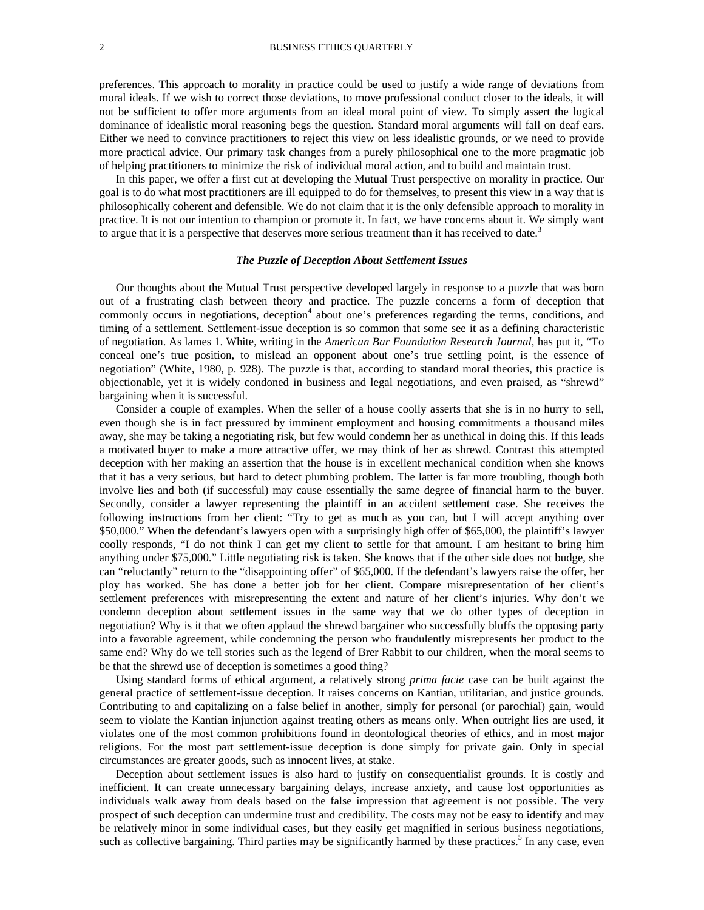preferences. This approach to morality in practice could be used to justify a wide range of deviations from moral ideals. If we wish to correct those deviations, to move professional conduct closer to the ideals, it will not be sufficient to offer more arguments from an ideal moral point of view. To simply assert the logical dominance of idealistic moral reasoning begs the question. Standard moral arguments will fall on deaf ears. Either we need to convince practitioners to reject this view on less idealistic grounds, or we need to provide more practical advice. Our primary task changes from a purely philosophical one to the more pragmatic job of helping practitioners to minimize the risk of individual moral action, and to build and maintain trust.

In this paper, we offer a first cut at developing the Mutual Trust perspective on morality in practice. Our goal is to do what most practitioners are ill equipped to do for themselves, to present this view in a way that is philosophically coherent and defensible. We do not claim that it is the only defensible approach to morality in practice. It is not our intention to champion or promote it. In fact, we have concerns about it. We simply want to argue that it is a perspective that deserves more serious treatment than it has received to date.[3]

### *The Puzzle of Deception About Settlement Issues*

Our thoughts about the Mutual Trust perspective developed largely in response to a puzzle that was born out of a frustrating clash between theory and practice. The puzzle concerns a form of deception that commonly occurs in negotiations, deception[4] about one's preferences regarding the terms, conditions, and timing of a settlement. Settlement-issue deception is so common that some see it as a defining characteristic of negotiation. As lames 1. White, writing in the *American Bar Foundation Research Journal*, has put it, "To conceal one's true position, to mislead an opponent about one's true settling point, is the essence of negotiation" (White, 1980, p. 928). The puzzle is that, according to standard moral theories, this practice is objectionable, yet it is widely condoned in business and legal negotiations, and even praised, as "shrewd" bargaining when it is successful.

Consider a couple of examples. When the seller of a house coolly asserts that she is in no hurry to sell, even though she is in fact pressured by imminent employment and housing commitments a thousand miles away, she may be taking a negotiating risk, but few would condemn her as unethical in doing this. If this leads a motivated buyer to make a more attractive offer, we may think of her as shrewd. Contrast this attempted deception with her making an assertion that the house is in excellent mechanical condition when she knows that it has a very serious, but hard to detect plumbing problem. The latter is far more troubling, though both involve lies and both (if successful) may cause essentially the same degree of financial harm to the buyer. Secondly, consider a lawyer representing the plaintiff in an accident settlement case. She receives the following instructions from her client: "Try to get as much as you can, but I will accept anything over \$50,000." When the defendant's lawyers open with a surprisingly high offer of \$65,000, the plaintiff's lawyer coolly responds, "I do not think I can get my client to settle for that amount. I am hesitant to bring him anything under \$75,000." Little negotiating risk is taken. She knows that if the other side does not budge, she can "reluctantly" return to the "disappointing offer" of \$65,000. If the defendant's lawyers raise the offer, her ploy has worked. She has done a better job for her client. Compare misrepresentation of her client's settlement preferences with misrepresenting the extent and nature of her client's injuries. Why don't we condemn deception about settlement issues in the same way that we do other types of deception in negotiation? Why is it that we often applaud the shrewd bargainer who successfully bluffs the opposing party into a favorable agreement, while condemning the person who fraudulently misrepresents her product to the same end? Why do we tell stories such as the legend of Brer Rabbit to our children, when the moral seems to be that the shrewd use of deception is sometimes a good thing?

Using standard forms of ethical argument, a relatively strong *prima facie* case can be built against the general practice of settlement-issue deception. It raises concerns on Kantian, utilitarian, and justice grounds. Contributing to and capitalizing on a false belief in another, simply for personal (or parochial) gain, would seem to violate the Kantian injunction against treating others as means only. When outright lies are used, it violates one of the most common prohibitions found in deontological theories of ethics, and in most major religions. For the most part settlement-issue deception is done simply for private gain. Only in special circumstances are greater goods, such as innocent lives, at stake.

Deception about settlement issues is also hard to justify on consequentialist grounds. It is costly and inefficient. It can create unnecessary bargaining delays, increase anxiety, and cause lost opportunities as individuals walk away from deals based on the false impression that agreement is not possible. The very prospect of such deception can undermine trust and credibility. The costs may not be easy to identify and may be relatively minor in some individual cases, but they easily get magnified in serious business negotiations, such as collective bargaining. Third parties may be significantly harmed by these practices.[5] In any case, even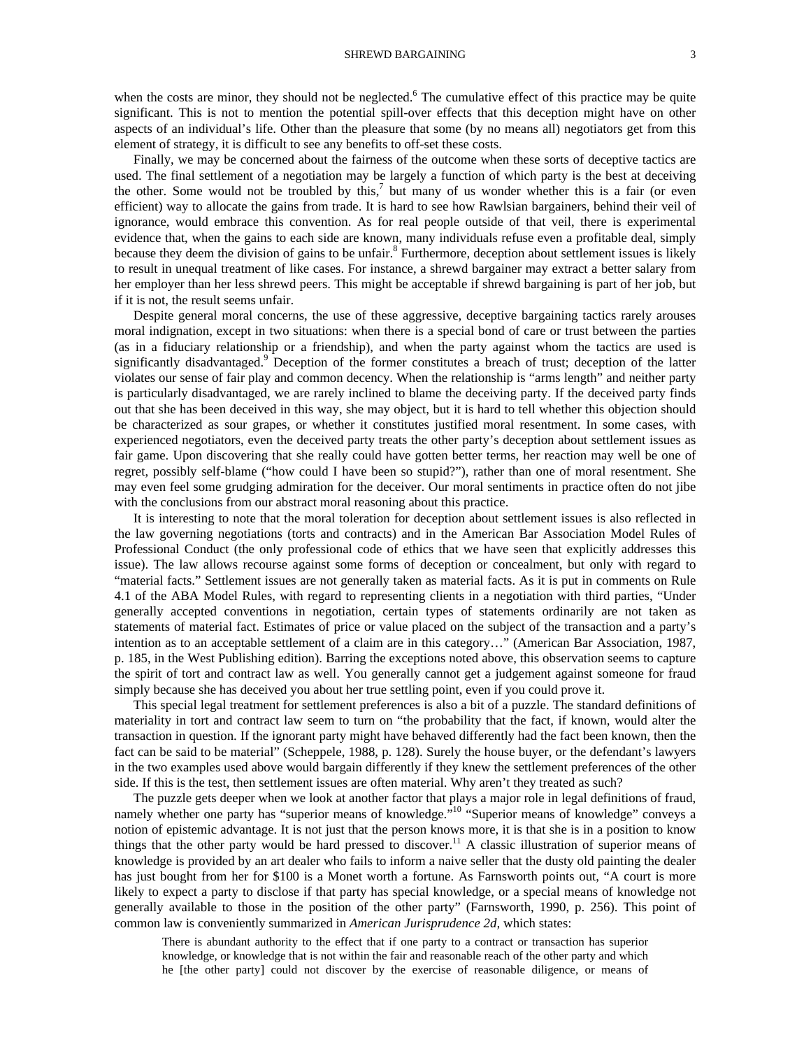when the costs are minor, they should not be neglected.[6] The cumulative effect of this practice may be quite significant. This is not to mention the potential spill-over effects that this deception might have on other aspects of an individual's life. Other than the pleasure that some (by no means all) negotiators get from this element of strategy, it is difficult to see any benefits to off-set these costs.

Finally, we may be concerned about the fairness of the outcome when these sorts of deceptive tactics are used. The final settlement of a negotiation may be largely a function of which party is the best at deceiving the other. Some would not be troubled by this,[7] but many of us wonder whether this is a fair (or even efficient) way to allocate the gains from trade. It is hard to see how Rawlsian bargainers, behind their veil of ignorance, would embrace this convention. As for real people outside of that veil, there is experimental evidence that, when the gains to each side are known, many individuals refuse even a profitable deal, simply because they deem the division of gains to be unfair.[8] Furthermore, deception about settlement issues is likely to result in unequal treatment of like cases. For instance, a shrewd bargainer may extract a better salary from her employer than her less shrewd peers. This might be acceptable if shrewd bargaining is part of her job, but if it is not, the result seems unfair.

Despite general moral concerns, the use of these aggressive, deceptive bargaining tactics rarely arouses moral indignation, except in two situations: when there is a special bond of care or trust between the parties (as in a fiduciary relationship or a friendship), and when the party against whom the tactics are used is significantly disadvantaged.[9] Deception of the former constitutes a breach of trust; deception of the latter violates our sense of fair play and common decency. When the relationship is "arms length" and neither party is particularly disadvantaged, we are rarely inclined to blame the deceiving party. If the deceived party finds out that she has been deceived in this way, she may object, but it is hard to tell whether this objection should be characterized as sour grapes, or whether it constitutes justified moral resentment. In some cases, with experienced negotiators, even the deceived party treats the other party's deception about settlement issues as fair game. Upon discovering that she really could have gotten better terms, her reaction may well be one of regret, possibly self-blame ("how could I have been so stupid?"), rather than one of moral resentment. She may even feel some grudging admiration for the deceiver. Our moral sentiments in practice often do not jibe with the conclusions from our abstract moral reasoning about this practice.

It is interesting to note that the moral toleration for deception about settlement issues is also reflected in the law governing negotiations (torts and contracts) and in the American Bar Association Model Rules of Professional Conduct (the only professional code of ethics that we have seen that explicitly addresses this issue). The law allows recourse against some forms of deception or concealment, but only with regard to "material facts." Settlement issues are not generally taken as material facts. As it is put in comments on Rule 4.1 of the ABA Model Rules, with regard to representing clients in a negotiation with third parties, "Under generally accepted conventions in negotiation, certain types of statements ordinarily are not taken as statements of material fact. Estimates of price or value placed on the subject of the transaction and a party's intention as to an acceptable settlement of a claim are in this category…" (American Bar Association, 1987, p. 185, in the West Publishing edition). Barring the exceptions noted above, this observation seems to capture the spirit of tort and contract law as well. You generally cannot get a judgement against someone for fraud simply because she has deceived you about her true settling point, even if you could prove it.

This special legal treatment for settlement preferences is also a bit of a puzzle. The standard definitions of materiality in tort and contract law seem to turn on "the probability that the fact, if known, would alter the transaction in question. If the ignorant party might have behaved differently had the fact been known, then the fact can be said to be material" (Scheppele, 1988, p. 128). Surely the house buyer, or the defendant's lawyers in the two examples used above would bargain differently if they knew the settlement preferences of the other side. If this is the test, then settlement issues are often material. Why aren't they treated as such?

The puzzle gets deeper when we look at another factor that plays a major role in legal definitions of fraud, namely whether one party has "superior means of knowledge."[10] "Superior means of knowledge" conveys a notion of epistemic advantage. It is not just that the person knows more, it is that she is in a position to know things that the other party would be hard pressed to discover.[11] A classic illustration of superior means of knowledge is provided by an art dealer who fails to inform a naive seller that the dusty old painting the dealer has just bought from her for \$100 is a Monet worth a fortune. As Farnsworth points out, "A court is more likely to expect a party to disclose if that party has special knowledge, or a special means of knowledge not generally available to those in the position of the other party" (Farnsworth, 1990, p. 256). This point of common law is conveniently summarized in *American Jurisprudence 2d*, which states:

> There is abundant authority to the effect that if one party to a contract or transaction has superior knowledge, or knowledge that is not within the fair and reasonable reach of the other party and which he [the other party] could not discover by the exercise of reasonable diligence, or means of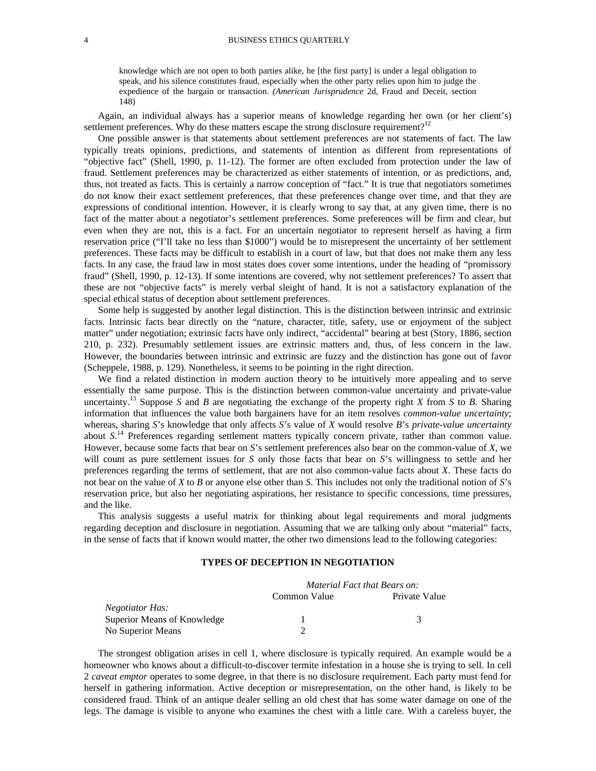> knowledge which are not open to both parties alike, he [the first party] is under a legal obligation to speak, and his silence constitutes fraud, especially when the other party relies upon him to judge the expedience of the bargain or transaction. *(American Jurisprudence* 2d, Fraud and Deceit, section 148)

Again, an individual always has a superior means of knowledge regarding her own (or her client's) settlement preferences. Why do these matters escape the strong disclosure requirement?[12]

One possible answer is that statements about settlement preferences are not statements of fact. The law typically treats opinions, predictions, and statements of intention as different from representations of "objective fact" (Shell, 1990, p. 11-12). The former are often excluded from protection under the law of fraud. Settlement preferences may be characterized as either statements of intention, or as predictions, and, thus, not treated as facts. This is certainly a narrow conception of "fact." It is true that negotiators sometimes do not know their exact settlement preferences, that these preferences change over time, and that they are expressions of conditional intention. However, it is clearly wrong to say that, at any given time, there is no fact of the matter about a negotiator's settlement preferences. Some preferences will be firm and clear, but even when they are not, this is a fact. For an uncertain negotiator to represent herself as having a firm reservation price ("I'll take no less than $1000") would be to misrepresent the uncertainty of her settlement preferences. These facts may be difficult to establish in a court of law, but that does not make them any less facts. In any case, the fraud law in most states does cover some intentions, under the heading of "promissory fraud" (Shell, 1990, p. 12-13). If some intentions are covered, why not settlement preferences? To assert that these are not "objective facts" is merely verbal sleight of hand. It is not a satisfactory explanation of the special ethical status of deception about settlement preferences.

Some help is suggested by another legal distinction. This is the distinction between intrinsic and extrinsic facts. Intrinsic facts bear directly on the "nature, character, title, safety, use or enjoyment of the subject matter" under negotiation; extrinsic facts have only indirect, "accidental" bearing at best (Story, 1886, section 210, p. 232). Presumably settlement issues are extrinsic matters and, thus, of less concern in the law. However, the boundaries between intrinsic and extrinsic are fuzzy and the distinction has gone out of favor (Scheppele, 1988, p. 129). Nonetheless, it seems to be pointing in the right direction.

We find a related distinction in modern auction theory to be intuitively more appealing and to serve essentially the same purpose. This is the distinction between common-value uncertainty and private-value uncertainty.[13] Suppose *S* and *B* are negotiating the exchange of the property right *X* from *S* to *B*. Sharing information that influences the value both bargainers have for an item resolves *common-value uncertainty*; whereas, sharing *S*'s knowledge that only affects *S*'s value of *X* would resolve *B*'s *private-value uncertainty* about *S*.[14] Preferences regarding settlement matters typically concern private, rather than common value. However, because some facts that bear on *S*'s settlement preferences also bear on the common-value of *X*, we will count as pure settlement issues for *S* only those facts that bear on *S*'s willingness to settle and her preferences regarding the terms of settlement, that are not also common-value facts about *X*. These facts do not bear on the value of *X* to *B* or anyone else other than *S*. This includes not only the traditional notion of *S*'s reservation price, but also her negotiating aspirations, her resistance to specific concessions, time pressures, and the like.

This analysis suggests a useful matrix for thinking about legal requirements and moral judgments regarding deception and disclosure in negotiation. Assuming that we are talking only about "material" facts, in the sense of facts that if known would matter, the other two dimensions lead to the following categories:

**TYPES OF DECEPTION IN NEGOTIATION**

| | *Material Fact that Bears on:* | |
|---|---|---|
| | Common Value | Private Value |
| *Negotiator Has:* | | |
| Superior Means of Knowledge | 1 | 3 |
| No Superior Means | 2 | |

The strongest obligation arises in cell 1, where disclosure is typically required. An example would be a homeowner who knows about a difficult-to-discover termite infestation in a house she is trying to sell. In cell 2 *caveat emptor* operates to some degree, in that there is no disclosure requirement. Each party must fend for herself in gathering information. Active deception or misrepresentation, on the other hand, is likely to be considered fraud. Think of an antique dealer selling an old chest that has some water damage on one of the legs. The damage is visible to anyone who examines the chest with a little care. With a careless buyer, the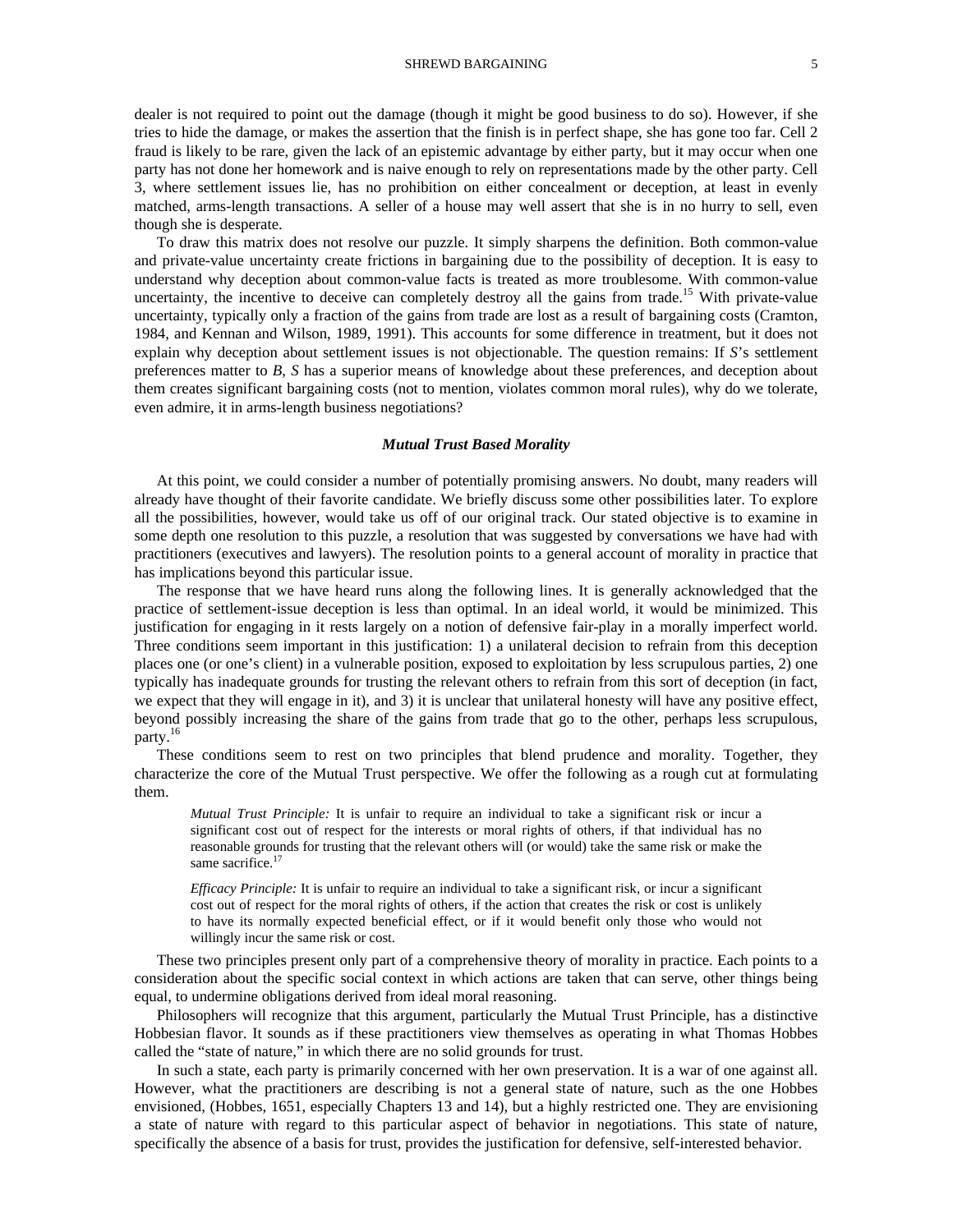dealer is not required to point out the damage (though it might be good business to do so). However, if she tries to hide the damage, or makes the assertion that the finish is in perfect shape, she has gone too far. Cell 2 fraud is likely to be rare, given the lack of an epistemic advantage by either party, but it may occur when one party has not done her homework and is naive enough to rely on representations made by the other party. Cell 3, where settlement issues lie, has no prohibition on either concealment or deception, at least in evenly matched, arms-length transactions. A seller of a house may well assert that she is in no hurry to sell, even though she is desperate.

To draw this matrix does not resolve our puzzle. It simply sharpens the definition. Both common-value and private-value uncertainty create frictions in bargaining due to the possibility of deception. It is easy to understand why deception about common-value facts is treated as more troublesome. With common-value uncertainty, the incentive to deceive can completely destroy all the gains from trade.[15] With private-value uncertainty, typically only a fraction of the gains from trade are lost as a result of bargaining costs (Cramton, 1984, and Kennan and Wilson, 1989, 1991). This accounts for some difference in treatment, but it does not explain why deception about settlement issues is not objectionable. The question remains: If *S*'s settlement preferences matter to *B*, *S* has a superior means of knowledge about these preferences, and deception about them creates significant bargaining costs (not to mention, violates common moral rules), why do we tolerate, even admire, it in arms-length business negotiations?

### *Mutual Trust Based Morality*

At this point, we could consider a number of potentially promising answers. No doubt, many readers will already have thought of their favorite candidate. We briefly discuss some other possibilities later. To explore all the possibilities, however, would take us off of our original track. Our stated objective is to examine in some depth one resolution to this puzzle, a resolution that was suggested by conversations we have had with practitioners (executives and lawyers). The resolution points to a general account of morality in practice that has implications beyond this particular issue.

The response that we have heard runs along the following lines. It is generally acknowledged that the practice of settlement-issue deception is less than optimal. In an ideal world, it would be minimized. This justification for engaging in it rests largely on a notion of defensive fair-play in a morally imperfect world. Three conditions seem important in this justification: 1) a unilateral decision to refrain from this deception places one (or one's client) in a vulnerable position, exposed to exploitation by less scrupulous parties, 2) one typically has inadequate grounds for trusting the relevant others to refrain from this sort of deception (in fact, we expect that they will engage in it), and 3) it is unclear that unilateral honesty will have any positive effect, beyond possibly increasing the share of the gains from trade that go to the other, perhaps less scrupulous, party.[16]

These conditions seem to rest on two principles that blend prudence and morality. Together, they characterize the core of the Mutual Trust perspective. We offer the following as a rough cut at formulating them.

> *Mutual Trust Principle:* It is unfair to require an individual to take a significant risk or incur a significant cost out of respect for the interests or moral rights of others, if that individual has no reasonable grounds for trusting that the relevant others will (or would) take the same risk or make the same sacrifice.[17]
>
> *Efficacy Principle:* It is unfair to require an individual to take a significant risk, or incur a significant cost out of respect for the moral rights of others, if the action that creates the risk or cost is unlikely to have its normally expected beneficial effect, or if it would benefit only those who would not willingly incur the same risk or cost.

These two principles present only part of a comprehensive theory of morality in practice. Each points to a consideration about the specific social context in which actions are taken that can serve, other things being equal, to undermine obligations derived from ideal moral reasoning.

Philosophers will recognize that this argument, particularly the Mutual Trust Principle, has a distinctive Hobbesian flavor. It sounds as if these practitioners view themselves as operating in what Thomas Hobbes called the "state of nature," in which there are no solid grounds for trust.

In such a state, each party is primarily concerned with her own preservation. It is a war of one against all. However, what the practitioners are describing is not a general state of nature, such as the one Hobbes envisioned, (Hobbes, 1651, especially Chapters 13 and 14), but a highly restricted one. They are envisioning a state of nature with regard to this particular aspect of behavior in negotiations. This state of nature, specifically the absence of a basis for trust, provides the justification for defensive, self-interested behavior.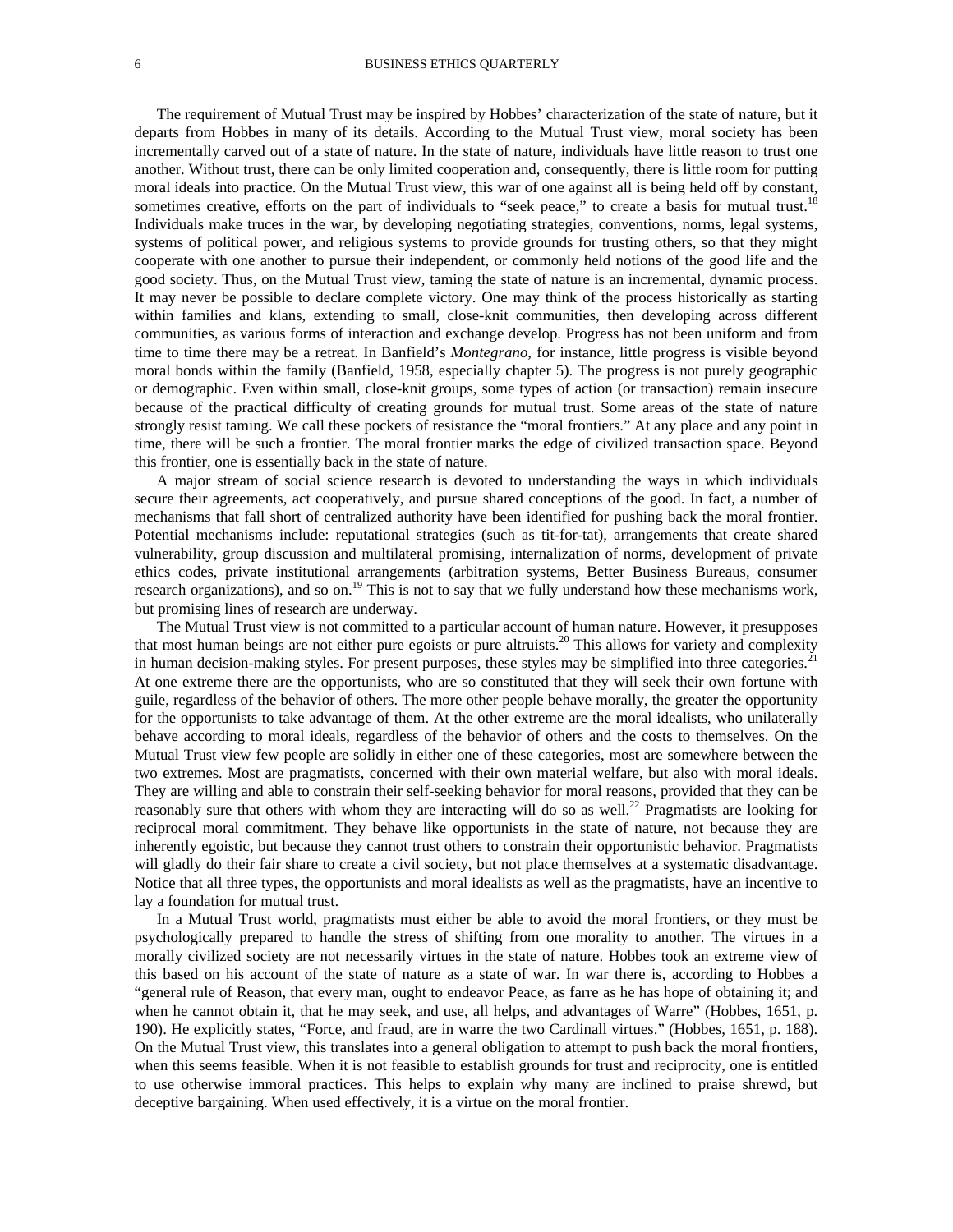The requirement of Mutual Trust may be inspired by Hobbes' characterization of the state of nature, but it departs from Hobbes in many of its details. According to the Mutual Trust view, moral society has been incrementally carved out of a state of nature. In the state of nature, individuals have little reason to trust one another. Without trust, there can be only limited cooperation and, consequently, there is little room for putting moral ideals into practice. On the Mutual Trust view, this war of one against all is being held off by constant, sometimes creative, efforts on the part of individuals to "seek peace," to create a basis for mutual trust.[18] Individuals make truces in the war, by developing negotiating strategies, conventions, norms, legal systems, systems of political power, and religious systems to provide grounds for trusting others, so that they might cooperate with one another to pursue their independent, or commonly held notions of the good life and the good society. Thus, on the Mutual Trust view, taming the state of nature is an incremental, dynamic process. It may never be possible to declare complete victory. One may think of the process historically as starting within families and klans, extending to small, close-knit communities, then developing across different communities, as various forms of interaction and exchange develop. Progress has not been uniform and from time to time there may be a retreat. In Banfield's *Montegrano,* for instance, little progress is visible beyond moral bonds within the family (Banfield, 1958, especially chapter 5). The progress is not purely geographic or demographic. Even within small, close-knit groups, some types of action (or transaction) remain insecure because of the practical difficulty of creating grounds for mutual trust. Some areas of the state of nature strongly resist taming. We call these pockets of resistance the "moral frontiers." At any place and any point in time, there will be such a frontier. The moral frontier marks the edge of civilized transaction space. Beyond this frontier, one is essentially back in the state of nature.

A major stream of social science research is devoted to understanding the ways in which individuals secure their agreements, act cooperatively, and pursue shared conceptions of the good. In fact, a number of mechanisms that fall short of centralized authority have been identified for pushing back the moral frontier. Potential mechanisms include: reputational strategies (such as tit-for-tat), arrangements that create shared vulnerability, group discussion and multilateral promising, internalization of norms, development of private ethics codes, private institutional arrangements (arbitration systems, Better Business Bureaus, consumer research organizations), and so on.[19] This is not to say that we fully understand how these mechanisms work, but promising lines of research are underway.

The Mutual Trust view is not committed to a particular account of human nature. However, it presupposes that most human beings are not either pure egoists or pure altruists.[20] This allows for variety and complexity in human decision-making styles. For present purposes, these styles may be simplified into three categories.[21] At one extreme there are the opportunists, who are so constituted that they will seek their own fortune with guile, regardless of the behavior of others. The more other people behave morally, the greater the opportunity for the opportunists to take advantage of them. At the other extreme are the moral idealists, who unilaterally behave according to moral ideals, regardless of the behavior of others and the costs to themselves. On the Mutual Trust view few people are solidly in either one of these categories, most are somewhere between the two extremes. Most are pragmatists, concerned with their own material welfare, but also with moral ideals. They are willing and able to constrain their self-seeking behavior for moral reasons, provided that they can be reasonably sure that others with whom they are interacting will do so as well.[22] Pragmatists are looking for reciprocal moral commitment. They behave like opportunists in the state of nature, not because they are inherently egoistic, but because they cannot trust others to constrain their opportunistic behavior. Pragmatists will gladly do their fair share to create a civil society, but not place themselves at a systematic disadvantage. Notice that all three types, the opportunists and moral idealists as well as the pragmatists, have an incentive to lay a foundation for mutual trust.

In a Mutual Trust world, pragmatists must either be able to avoid the moral frontiers, or they must be psychologically prepared to handle the stress of shifting from one morality to another. The virtues in a morally civilized society are not necessarily virtues in the state of nature. Hobbes took an extreme view of this based on his account of the state of nature as a state of war. In war there is, according to Hobbes a "general rule of Reason, that every man, ought to endeavor Peace, as farre as he has hope of obtaining it; and when he cannot obtain it, that he may seek, and use, all helps, and advantages of Warre" (Hobbes, 1651, p. 190). He explicitly states, "Force, and fraud, are in warre the two Cardinall virtues." (Hobbes, 1651, p. 188). On the Mutual Trust view, this translates into a general obligation to attempt to push back the moral frontiers, when this seems feasible. When it is not feasible to establish grounds for trust and reciprocity, one is entitled to use otherwise immoral practices. This helps to explain why many are inclined to praise shrewd, but deceptive bargaining. When used effectively, it is a virtue on the moral frontier.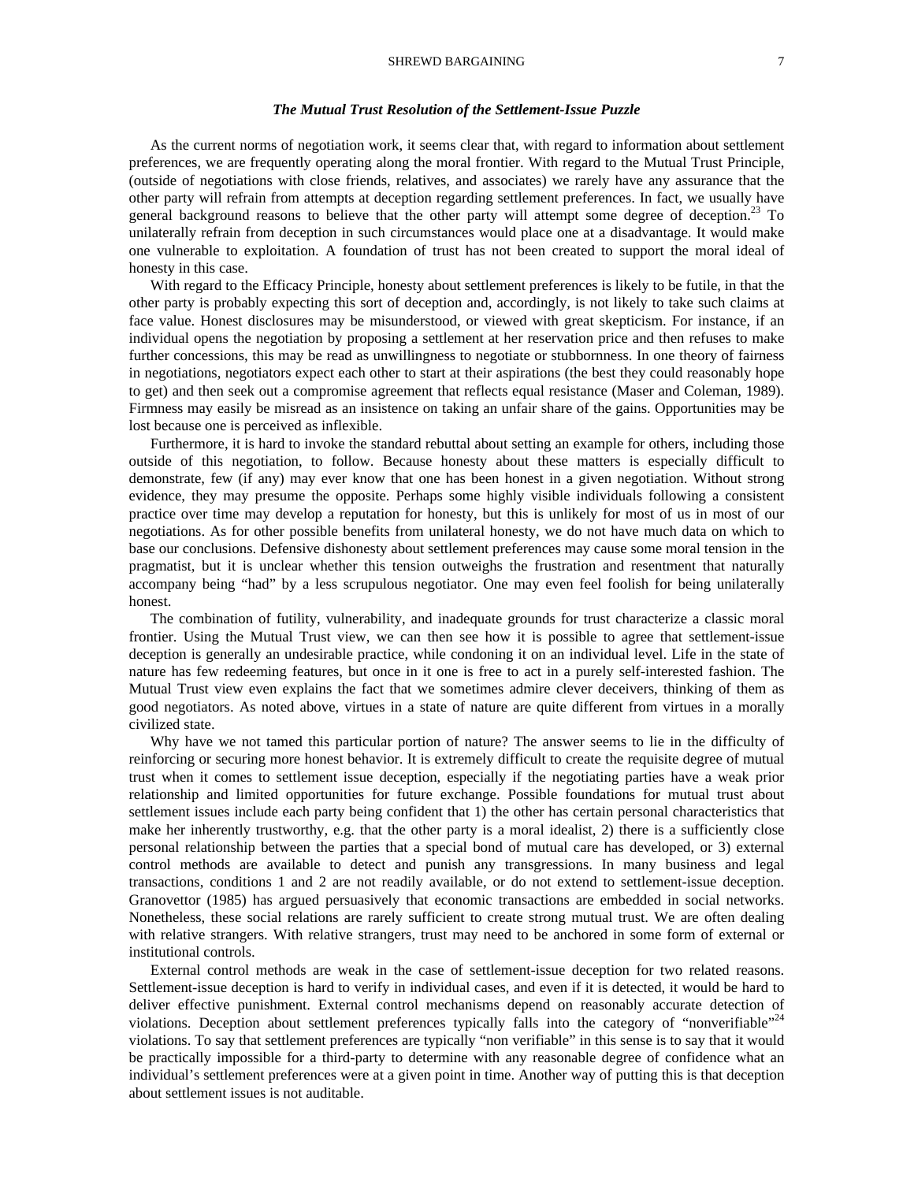### *The Mutual Trust Resolution of the Settlement-Issue Puzzle*

As the current norms of negotiation work, it seems clear that, with regard to information about settlement preferences, we are frequently operating along the moral frontier. With regard to the Mutual Trust Principle, (outside of negotiations with close friends, relatives, and associates) we rarely have any assurance that the other party will refrain from attempts at deception regarding settlement preferences. In fact, we usually have general background reasons to believe that the other party will attempt some degree of deception.[23] To unilaterally refrain from deception in such circumstances would place one at a disadvantage. It would make one vulnerable to exploitation. A foundation of trust has not been created to support the moral ideal of honesty in this case.

With regard to the Efficacy Principle, honesty about settlement preferences is likely to be futile, in that the other party is probably expecting this sort of deception and, accordingly, is not likely to take such claims at face value. Honest disclosures may be misunderstood, or viewed with great skepticism. For instance, if an individual opens the negotiation by proposing a settlement at her reservation price and then refuses to make further concessions, this may be read as unwillingness to negotiate or stubbornness. In one theory of fairness in negotiations, negotiators expect each other to start at their aspirations (the best they could reasonably hope to get) and then seek out a compromise agreement that reflects equal resistance (Maser and Coleman, 1989). Firmness may easily be misread as an insistence on taking an unfair share of the gains. Opportunities may be lost because one is perceived as inflexible.

Furthermore, it is hard to invoke the standard rebuttal about setting an example for others, including those outside of this negotiation, to follow. Because honesty about these matters is especially difficult to demonstrate, few (if any) may ever know that one has been honest in a given negotiation. Without strong evidence, they may presume the opposite. Perhaps some highly visible individuals following a consistent practice over time may develop a reputation for honesty, but this is unlikely for most of us in most of our negotiations. As for other possible benefits from unilateral honesty, we do not have much data on which to base our conclusions. Defensive dishonesty about settlement preferences may cause some moral tension in the pragmatist, but it is unclear whether this tension outweighs the frustration and resentment that naturally accompany being "had" by a less scrupulous negotiator. One may even feel foolish for being unilaterally honest.

The combination of futility, vulnerability, and inadequate grounds for trust characterize a classic moral frontier. Using the Mutual Trust view, we can then see how it is possible to agree that settlement-issue deception is generally an undesirable practice, while condoning it on an individual level. Life in the state of nature has few redeeming features, but once in it one is free to act in a purely self-interested fashion. The Mutual Trust view even explains the fact that we sometimes admire clever deceivers, thinking of them as good negotiators. As noted above, virtues in a state of nature are quite different from virtues in a morally civilized state.

Why have we not tamed this particular portion of nature? The answer seems to lie in the difficulty of reinforcing or securing more honest behavior. It is extremely difficult to create the requisite degree of mutual trust when it comes to settlement issue deception, especially if the negotiating parties have a weak prior relationship and limited opportunities for future exchange. Possible foundations for mutual trust about settlement issues include each party being confident that 1) the other has certain personal characteristics that make her inherently trustworthy, e.g. that the other party is a moral idealist, 2) there is a sufficiently close personal relationship between the parties that a special bond of mutual care has developed, or 3) external control methods are available to detect and punish any transgressions. In many business and legal transactions, conditions 1 and 2 are not readily available, or do not extend to settlement-issue deception. Granovettor (1985) has argued persuasively that economic transactions are embedded in social networks. Nonetheless, these social relations are rarely sufficient to create strong mutual trust. We are often dealing with relative strangers. With relative strangers, trust may need to be anchored in some form of external or institutional controls.

External control methods are weak in the case of settlement-issue deception for two related reasons. Settlement-issue deception is hard to verify in individual cases, and even if it is detected, it would be hard to deliver effective punishment. External control mechanisms depend on reasonably accurate detection of violations. Deception about settlement preferences typically falls into the category of "nonverifiable"[24] violations. To say that settlement preferences are typically "non verifiable" in this sense is to say that it would be practically impossible for a third-party to determine with any reasonable degree of confidence what an individual's settlement preferences were at a given point in time. Another way of putting this is that deception about settlement issues is not auditable.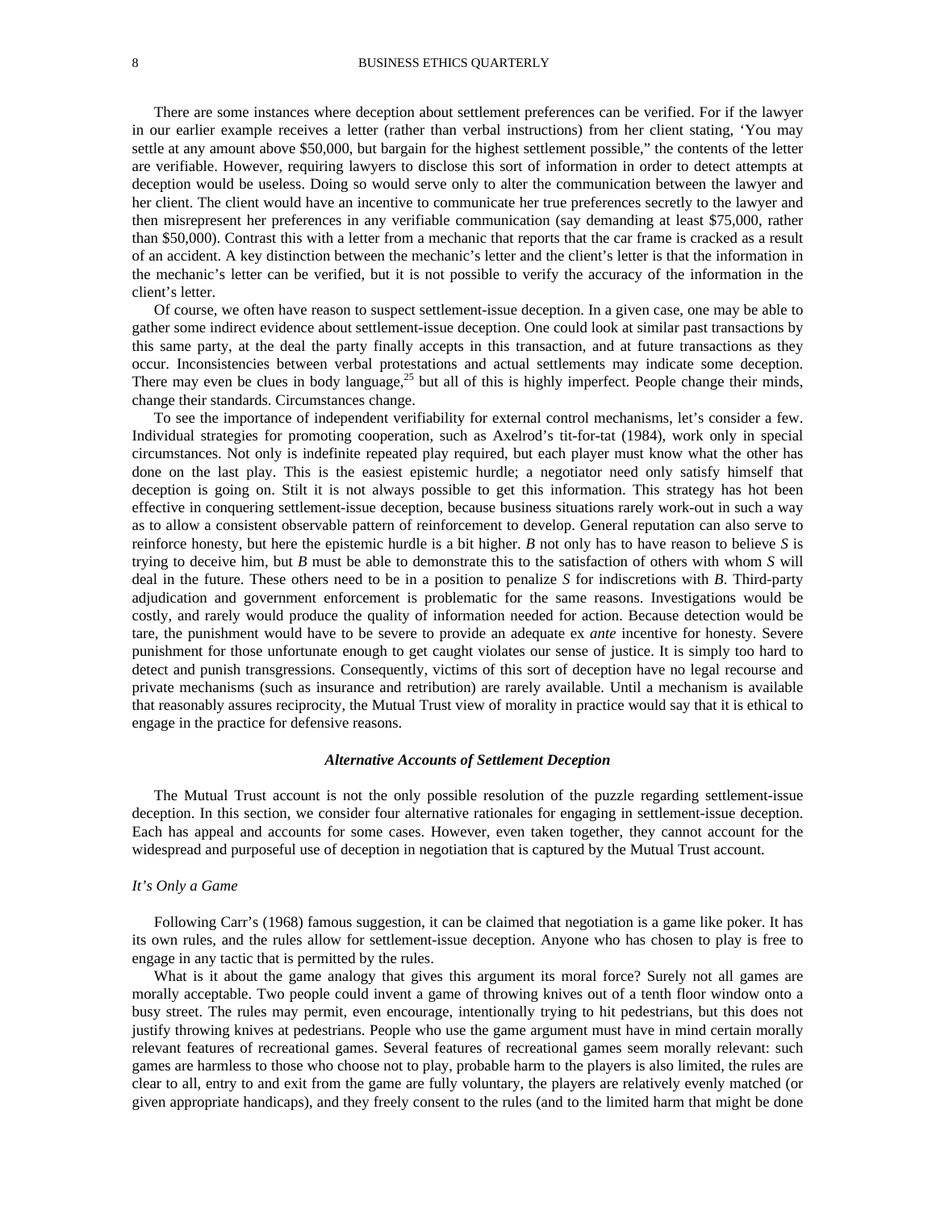There are some instances where deception about settlement preferences can be verified. For if the lawyer in our earlier example receives a letter (rather than verbal instructions) from her client stating, 'You may settle at any amount above $50,000, but bargain for the highest settlement possible," the contents of the letter are verifiable. However, requiring lawyers to disclose this sort of information in order to detect attempts at deception would be useless. Doing so would serve only to alter the communication between the lawyer and her client. The client would have an incentive to communicate her true preferences secretly to the lawyer and then misrepresent her preferences in any verifiable communication (say demanding at least $75,000, rather than $50,000). Contrast this with a letter from a mechanic that reports that the car frame is cracked as a result of an accident. A key distinction between the mechanic's letter and the client's letter is that the information in the mechanic's letter can be verified, but it is not possible to verify the accuracy of the information in the client's letter.

Of course, we often have reason to suspect settlement-issue deception. In a given case, one may be able to gather some indirect evidence about settlement-issue deception. One could look at similar past transactions by this same party, at the deal the party finally accepts in this transaction, and at future transactions as they occur. Inconsistencies between verbal protestations and actual settlements may indicate some deception. There may even be clues in body language,[25] but all of this is highly imperfect. People change their minds, change their standards. Circumstances change.

To see the importance of independent verifiability for external control mechanisms, let's consider a few. Individual strategies for promoting cooperation, such as Axelrod's tit-for-tat (1984), work only in special circumstances. Not only is indefinite repeated play required, but each player must know what the other has done on the last play. This is the easiest epistemic hurdle; a negotiator need only satisfy himself that deception is going on. Stilt it is not always possible to get this information. This strategy has hot been effective in conquering settlement-issue deception, because business situations rarely work-out in such a way as to allow a consistent observable pattern of reinforcement to develop. General reputation can also serve to reinforce honesty, but here the epistemic hurdle is a bit higher. *B* not only has to have reason to believe *S* is trying to deceive him, but *B* must be able to demonstrate this to the satisfaction of others with whom *S* will deal in the future. These others need to be in a position to penalize *S* for indiscretions with *B*. Third-party adjudication and government enforcement is problematic for the same reasons. Investigations would be costly, and rarely would produce the quality of information needed for action. Because detection would be tare, the punishment would have to be severe to provide an adequate ex *ante* incentive for honesty. Severe punishment for those unfortunate enough to get caught violates our sense of justice. It is simply too hard to detect and punish transgressions. Consequently, victims of this sort of deception have no legal recourse and private mechanisms (such as insurance and retribution) are rarely available. Until a mechanism is available that reasonably assures reciprocity, the Mutual Trust view of morality in practice would say that it is ethical to engage in the practice for defensive reasons.

### *Alternative Accounts of Settlement Deception*

The Mutual Trust account is not the only possible resolution of the puzzle regarding settlement-issue deception. In this section, we consider four alternative rationales for engaging in settlement-issue deception. Each has appeal and accounts for some cases. However, even taken together, they cannot account for the widespread and purposeful use of deception in negotiation that is captured by the Mutual Trust account.

#### *It's Only a Game*

Following Carr's (1968) famous suggestion, it can be claimed that negotiation is a game like poker. It has its own rules, and the rules allow for settlement-issue deception. Anyone who has chosen to play is free to engage in any tactic that is permitted by the rules.

What is it about the game analogy that gives this argument its moral force? Surely not all games are morally acceptable. Two people could invent a game of throwing knives out of a tenth floor window onto a busy street. The rules may permit, even encourage, intentionally trying to hit pedestrians, but this does not justify throwing knives at pedestrians. People who use the game argument must have in mind certain morally relevant features of recreational games. Several features of recreational games seem morally relevant: such games are harmless to those who choose not to play, probable harm to the players is also limited, the rules are clear to all, entry to and exit from the game are fully voluntary, the players are relatively evenly matched (or given appropriate handicaps), and they freely consent to the rules (and to the limited harm that might be done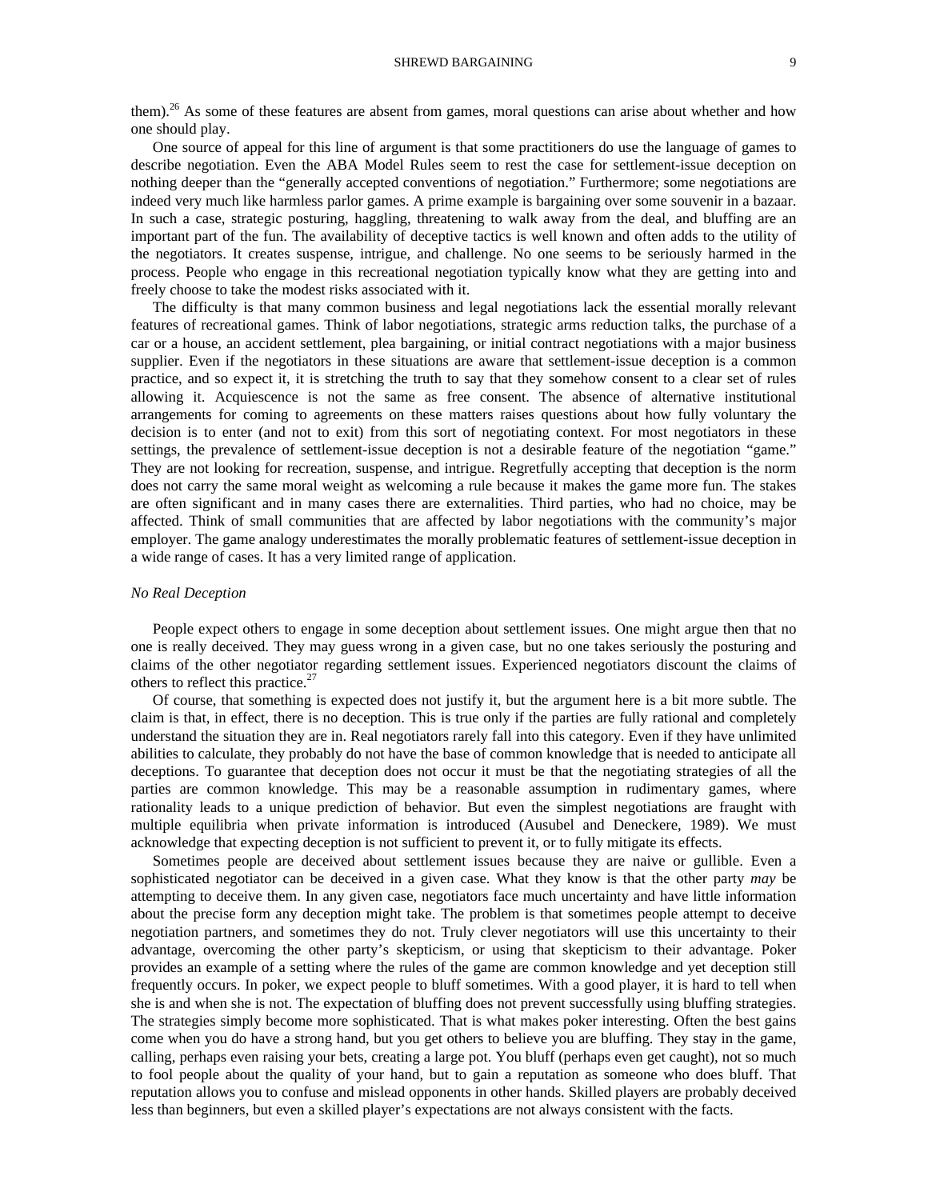them).[26] As some of these features are absent from games, moral questions can arise about whether and how one should play.

One source of appeal for this line of argument is that some practitioners do use the language of games to describe negotiation. Even the ABA Model Rules seem to rest the case for settlement-issue deception on nothing deeper than the "generally accepted conventions of negotiation." Furthermore; some negotiations are indeed very much like harmless parlor games. A prime example is bargaining over some souvenir in a bazaar. In such a case, strategic posturing, haggling, threatening to walk away from the deal, and bluffing are an important part of the fun. The availability of deceptive tactics is well known and often adds to the utility of the negotiators. It creates suspense, intrigue, and challenge. No one seems to be seriously harmed in the process. People who engage in this recreational negotiation typically know what they are getting into and freely choose to take the modest risks associated with it.

The difficulty is that many common business and legal negotiations lack the essential morally relevant features of recreational games. Think of labor negotiations, strategic arms reduction talks, the purchase of a car or a house, an accident settlement, plea bargaining, or initial contract negotiations with a major business supplier. Even if the negotiators in these situations are aware that settlement-issue deception is a common practice, and so expect it, it is stretching the truth to say that they somehow consent to a clear set of rules allowing it. Acquiescence is not the same as free consent. The absence of alternative institutional arrangements for coming to agreements on these matters raises questions about how fully voluntary the decision is to enter (and not to exit) from this sort of negotiating context. For most negotiators in these settings, the prevalence of settlement-issue deception is not a desirable feature of the negotiation "game." They are not looking for recreation, suspense, and intrigue. Regretfully accepting that deception is the norm does not carry the same moral weight as welcoming a rule because it makes the game more fun. The stakes are often significant and in many cases there are externalities. Third parties, who had no choice, may be affected. Think of small communities that are affected by labor negotiations with the community's major employer. The game analogy underestimates the morally problematic features of settlement-issue deception in a wide range of cases. It has a very limited range of application.

*No Real Deception*

People expect others to engage in some deception about settlement issues. One might argue then that no one is really deceived. They may guess wrong in a given case, but no one takes seriously the posturing and claims of the other negotiator regarding settlement issues. Experienced negotiators discount the claims of others to reflect this practice.[27]

Of course, that something is expected does not justify it, but the argument here is a bit more subtle. The claim is that, in effect, there is no deception. This is true only if the parties are fully rational and completely understand the situation they are in. Real negotiators rarely fall into this category. Even if they have unlimited abilities to calculate, they probably do not have the base of common knowledge that is needed to anticipate all deceptions. To guarantee that deception does not occur it must be that the negotiating strategies of all the parties are common knowledge. This may be a reasonable assumption in rudimentary games, where rationality leads to a unique prediction of behavior. But even the simplest negotiations are fraught with multiple equilibria when private information is introduced (Ausubel and Deneckere, 1989). We must acknowledge that expecting deception is not sufficient to prevent it, or to fully mitigate its effects.

Sometimes people are deceived about settlement issues because they are naive or gullible. Even a sophisticated negotiator can be deceived in a given case. What they know is that the other party *may* be attempting to deceive them. In any given case, negotiators face much uncertainty and have little information about the precise form any deception might take. The problem is that sometimes people attempt to deceive negotiation partners, and sometimes they do not. Truly clever negotiators will use this uncertainty to their advantage, overcoming the other party's skepticism, or using that skepticism to their advantage. Poker provides an example of a setting where the rules of the game are common knowledge and yet deception still frequently occurs. In poker, we expect people to bluff sometimes. With a good player, it is hard to tell when she is and when she is not. The expectation of bluffing does not prevent successfully using bluffing strategies. The strategies simply become more sophisticated. That is what makes poker interesting. Often the best gains come when you do have a strong hand, but you get others to believe you are bluffing. They stay in the game, calling, perhaps even raising your bets, creating a large pot. You bluff (perhaps even get caught), not so much to fool people about the quality of your hand, but to gain a reputation as someone who does bluff. That reputation allows you to confuse and mislead opponents in other hands. Skilled players are probably deceived less than beginners, but even a skilled player's expectations are not always consistent with the facts.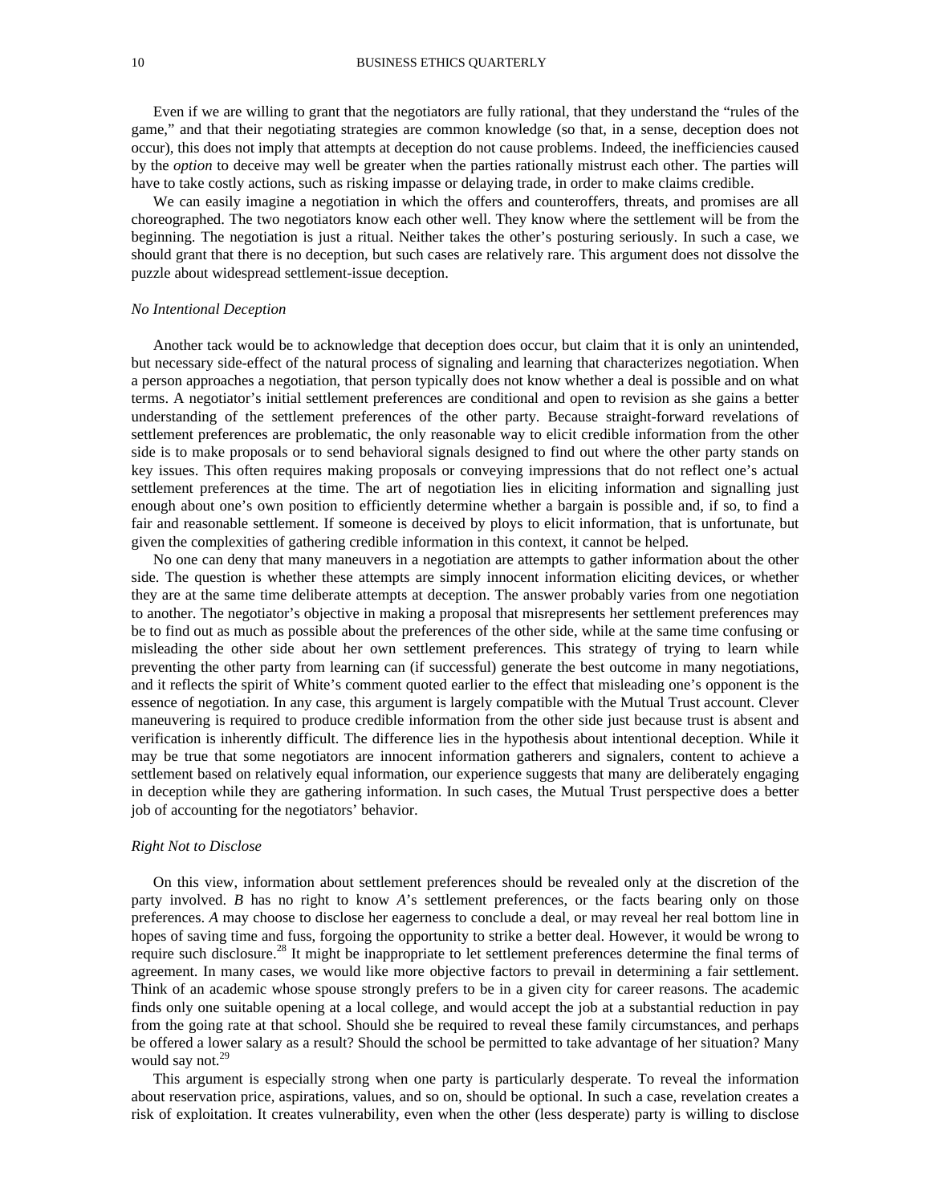Even if we are willing to grant that the negotiators are fully rational, that they understand the "rules of the game," and that their negotiating strategies are common knowledge (so that, in a sense, deception does not occur), this does not imply that attempts at deception do not cause problems. Indeed, the inefficiencies caused by the *option* to deceive may well be greater when the parties rationally mistrust each other. The parties will have to take costly actions, such as risking impasse or delaying trade, in order to make claims credible.

We can easily imagine a negotiation in which the offers and counteroffers, threats, and promises are all choreographed. The two negotiators know each other well. They know where the settlement will be from the beginning. The negotiation is just a ritual. Neither takes the other's posturing seriously. In such a case, we should grant that there is no deception, but such cases are relatively rare. This argument does not dissolve the puzzle about widespread settlement-issue deception.

*No Intentional Deception*

Another tack would be to acknowledge that deception does occur, but claim that it is only an unintended, but necessary side-effect of the natural process of signaling and learning that characterizes negotiation. When a person approaches a negotiation, that person typically does not know whether a deal is possible and on what terms. A negotiator's initial settlement preferences are conditional and open to revision as she gains a better understanding of the settlement preferences of the other party. Because straight-forward revelations of settlement preferences are problematic, the only reasonable way to elicit credible information from the other side is to make proposals or to send behavioral signals designed to find out where the other party stands on key issues. This often requires making proposals or conveying impressions that do not reflect one's actual settlement preferences at the time. The art of negotiation lies in eliciting information and signalling just enough about one's own position to efficiently determine whether a bargain is possible and, if so, to find a fair and reasonable settlement. If someone is deceived by ploys to elicit information, that is unfortunate, but given the complexities of gathering credible information in this context, it cannot be helped.

No one can deny that many maneuvers in a negotiation are attempts to gather information about the other side. The question is whether these attempts are simply innocent information eliciting devices, or whether they are at the same time deliberate attempts at deception. The answer probably varies from one negotiation to another. The negotiator's objective in making a proposal that misrepresents her settlement preferences may be to find out as much as possible about the preferences of the other side, while at the same time confusing or misleading the other side about her own settlement preferences. This strategy of trying to learn while preventing the other party from learning can (if successful) generate the best outcome in many negotiations, and it reflects the spirit of White's comment quoted earlier to the effect that misleading one's opponent is the essence of negotiation. In any case, this argument is largely compatible with the Mutual Trust account. Clever maneuvering is required to produce credible information from the other side just because trust is absent and verification is inherently difficult. The difference lies in the hypothesis about intentional deception. While it may be true that some negotiators are innocent information gatherers and signalers, content to achieve a settlement based on relatively equal information, our experience suggests that many are deliberately engaging in deception while they are gathering information. In such cases, the Mutual Trust perspective does a better job of accounting for the negotiators' behavior.

*Right Not to Disclose*

On this view, information about settlement preferences should be revealed only at the discretion of the party involved. *B* has no right to know *A*'s settlement preferences, or the facts bearing only on those preferences. *A* may choose to disclose her eagerness to conclude a deal, or may reveal her real bottom line in hopes of saving time and fuss, forgoing the opportunity to strike a better deal. However, it would be wrong to require such disclosure.[28] It might be inappropriate to let settlement preferences determine the final terms of agreement. In many cases, we would like more objective factors to prevail in determining a fair settlement. Think of an academic whose spouse strongly prefers to be in a given city for career reasons. The academic finds only one suitable opening at a local college, and would accept the job at a substantial reduction in pay from the going rate at that school. Should she be required to reveal these family circumstances, and perhaps be offered a lower salary as a result? Should the school be permitted to take advantage of her situation? Many would say not.[29]

This argument is especially strong when one party is particularly desperate. To reveal the information about reservation price, aspirations, values, and so on, should be optional. In such a case, revelation creates a risk of exploitation. It creates vulnerability, even when the other (less desperate) party is willing to disclose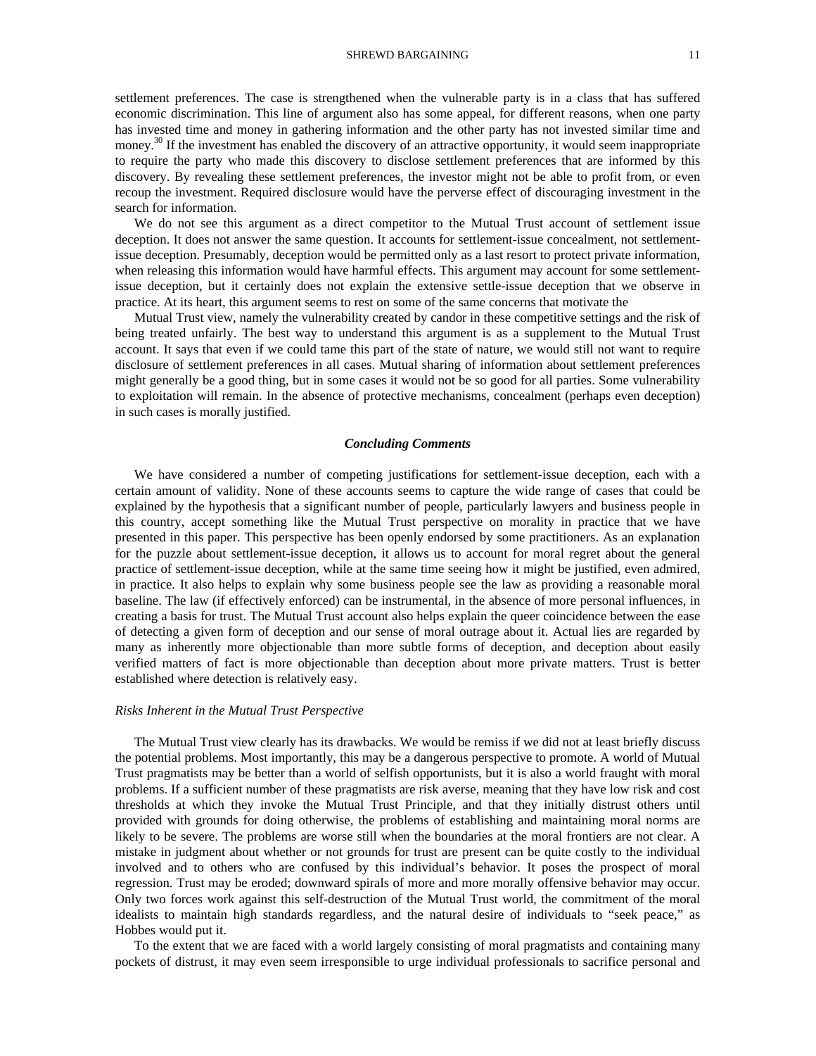settlement preferences. The case is strengthened when the vulnerable party is in a class that has suffered economic discrimination. This line of argument also has some appeal, for different reasons, when one party has invested time and money in gathering information and the other party has not invested similar time and money.[30] If the investment has enabled the discovery of an attractive opportunity, it would seem inappropriate to require the party who made this discovery to disclose settlement preferences that are informed by this discovery. By revealing these settlement preferences, the investor might not be able to profit from, or even recoup the investment. Required disclosure would have the perverse effect of discouraging investment in the search for information.

We do not see this argument as a direct competitor to the Mutual Trust account of settlement issue deception. It does not answer the same question. It accounts for settlement-issue concealment, not settlement-issue deception. Presumably, deception would be permitted only as a last resort to protect private information, when releasing this information would have harmful effects. This argument may account for some settlement-issue deception, but it certainly does not explain the extensive settle-issue deception that we observe in practice. At its heart, this argument seems to rest on some of the same concerns that motivate the

Mutual Trust view, namely the vulnerability created by candor in these competitive settings and the risk of being treated unfairly. The best way to understand this argument is as a supplement to the Mutual Trust account. It says that even if we could tame this part of the state of nature, we would still not want to require disclosure of settlement preferences in all cases. Mutual sharing of information about settlement preferences might generally be a good thing, but in some cases it would not be so good for all parties. Some vulnerability to exploitation will remain. In the absence of protective mechanisms, concealment (perhaps even deception) in such cases is morally justified.

## *Concluding Comments*

We have considered a number of competing justifications for settlement-issue deception, each with a certain amount of validity. None of these accounts seems to capture the wide range of cases that could be explained by the hypothesis that a significant number of people, particularly lawyers and business people in this country, accept something like the Mutual Trust perspective on morality in practice that we have presented in this paper. This perspective has been openly endorsed by some practitioners. As an explanation for the puzzle about settlement-issue deception, it allows us to account for moral regret about the general practice of settlement-issue deception, while at the same time seeing how it might be justified, even admired, in practice. It also helps to explain why some business people see the law as providing a reasonable moral baseline. The law (if effectively enforced) can be instrumental, in the absence of more personal influences, in creating a basis for trust. The Mutual Trust account also helps explain the queer coincidence between the ease of detecting a given form of deception and our sense of moral outrage about it. Actual lies are regarded by many as inherently more objectionable than more subtle forms of deception, and deception about easily verified matters of fact is more objectionable than deception about more private matters. Trust is better established where detection is relatively easy.

### *Risks Inherent in the Mutual Trust Perspective*

The Mutual Trust view clearly has its drawbacks. We would be remiss if we did not at least briefly discuss the potential problems. Most importantly, this may be a dangerous perspective to promote. A world of Mutual Trust pragmatists may be better than a world of selfish opportunists, but it is also a world fraught with moral problems. If a sufficient number of these pragmatists are risk averse, meaning that they have low risk and cost thresholds at which they invoke the Mutual Trust Principle, and that they initially distrust others until provided with grounds for doing otherwise, the problems of establishing and maintaining moral norms are likely to be severe. The problems are worse still when the boundaries at the moral frontiers are not clear. A mistake in judgment about whether or not grounds for trust are present can be quite costly to the individual involved and to others who are confused by this individual's behavior. It poses the prospect of moral regression. Trust may be eroded; downward spirals of more and more morally offensive behavior may occur. Only two forces work against this self-destruction of the Mutual Trust world, the commitment of the moral idealists to maintain high standards regardless, and the natural desire of individuals to "seek peace," as Hobbes would put it.

To the extent that we are faced with a world largely consisting of moral pragmatists and containing many pockets of distrust, it may even seem irresponsible to urge individual professionals to sacrifice personal and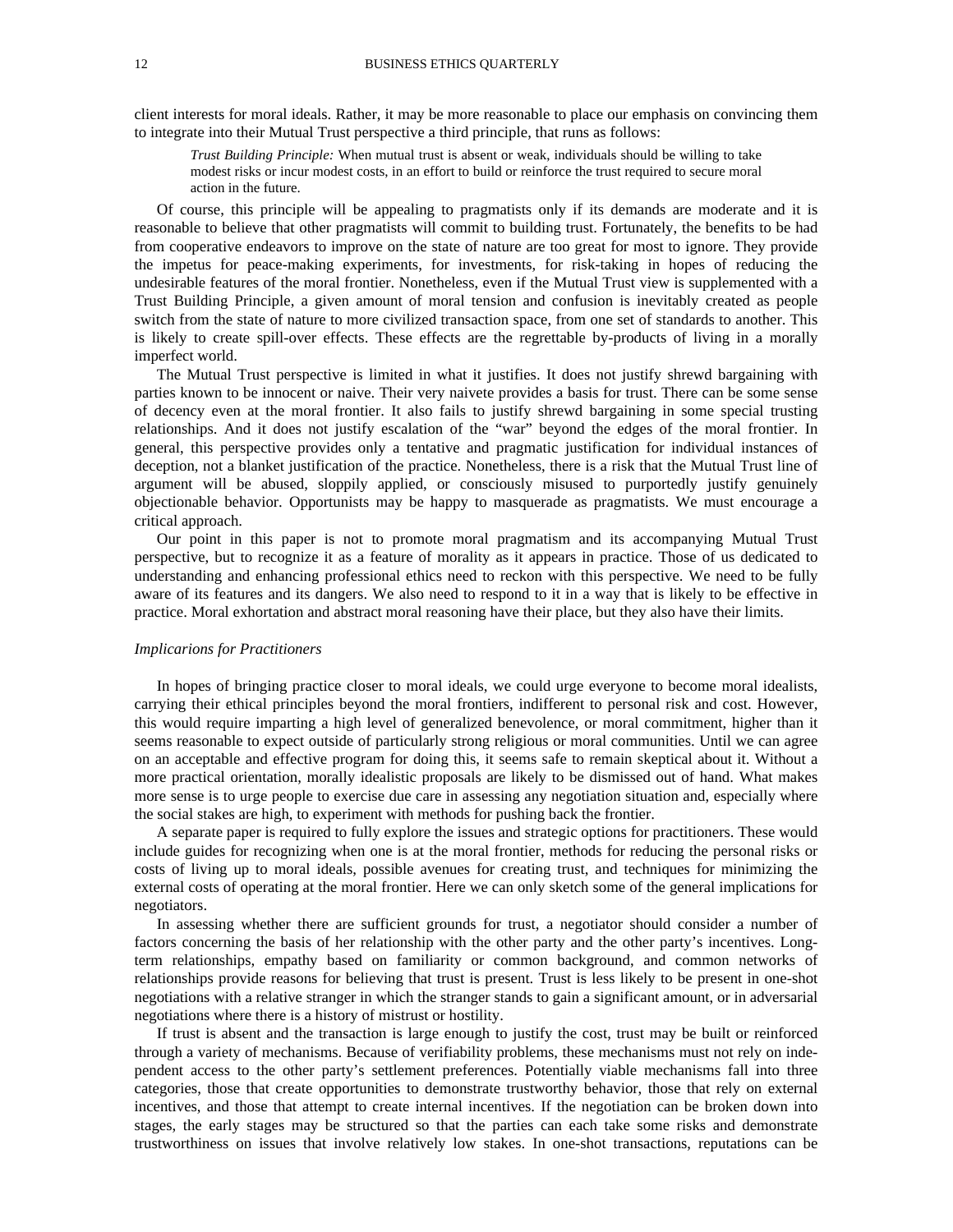client interests for moral ideals. Rather, it may be more reasonable to place our emphasis on convincing them to integrate into their Mutual Trust perspective a third principle, that runs as follows:

> *Trust Building Principle:* When mutual trust is absent or weak, individuals should be willing to take modest risks or incur modest costs, in an effort to build or reinforce the trust required to secure moral action in the future.

Of course, this principle will be appealing to pragmatists only if its demands are moderate and it is reasonable to believe that other pragmatists will commit to building trust. Fortunately, the benefits to be had from cooperative endeavors to improve on the state of nature are too great for most to ignore. They provide the impetus for peace-making experiments, for investments, for risk-taking in hopes of reducing the undesirable features of the moral frontier. Nonetheless, even if the Mutual Trust view is supplemented with a Trust Building Principle, a given amount of moral tension and confusion is inevitably created as people switch from the state of nature to more civilized transaction space, from one set of standards to another. This is likely to create spill-over effects. These effects are the regrettable by-products of living in a morally imperfect world.

The Mutual Trust perspective is limited in what it justifies. It does not justify shrewd bargaining with parties known to be innocent or naive. Their very naivete provides a basis for trust. There can be some sense of decency even at the moral frontier. It also fails to justify shrewd bargaining in some special trusting relationships. And it does not justify escalation of the "war" beyond the edges of the moral frontier. In general, this perspective provides only a tentative and pragmatic justification for individual instances of deception, not a blanket justification of the practice. Nonetheless, there is a risk that the Mutual Trust line of argument will be abused, sloppily applied, or consciously misused to purportedly justify genuinely objectionable behavior. Opportunists may be happy to masquerade as pragmatists. We must encourage a critical approach.

Our point in this paper is not to promote moral pragmatism and its accompanying Mutual Trust perspective, but to recognize it as a feature of morality as it appears in practice. Those of us dedicated to understanding and enhancing professional ethics need to reckon with this perspective. We need to be fully aware of its features and its dangers. We also need to respond to it in a way that is likely to be effective in practice. Moral exhortation and abstract moral reasoning have their place, but they also have their limits.

### *Implicarions for Practitioners*

In hopes of bringing practice closer to moral ideals, we could urge everyone to become moral idealists, carrying their ethical principles beyond the moral frontiers, indifferent to personal risk and cost. However, this would require imparting a high level of generalized benevolence, or moral commitment, higher than it seems reasonable to expect outside of particularly strong religious or moral communities. Until we can agree on an acceptable and effective program for doing this, it seems safe to remain skeptical about it. Without a more practical orientation, morally idealistic proposals are likely to be dismissed out of hand. What makes more sense is to urge people to exercise due care in assessing any negotiation situation and, especially where the social stakes are high, to experiment with methods for pushing back the frontier.

A separate paper is required to fully explore the issues and strategic options for practitioners. These would include guides for recognizing when one is at the moral frontier, methods for reducing the personal risks or costs of living up to moral ideals, possible avenues for creating trust, and techniques for minimizing the external costs of operating at the moral frontier. Here we can only sketch some of the general implications for negotiators.

In assessing whether there are sufficient grounds for trust, a negotiator should consider a number of factors concerning the basis of her relationship with the other party and the other party's incentives. Long-term relationships, empathy based on familiarity or common background, and common networks of relationships provide reasons for believing that trust is present. Trust is less likely to be present in one-shot negotiations with a relative stranger in which the stranger stands to gain a significant amount, or in adversarial negotiations where there is a history of mistrust or hostility.

If trust is absent and the transaction is large enough to justify the cost, trust may be built or reinforced through a variety of mechanisms. Because of verifiability problems, these mechanisms must not rely on independent access to the other party's settlement preferences. Potentially viable mechanisms fall into three categories, those that create opportunities to demonstrate trustworthy behavior, those that rely on external incentives, and those that attempt to create internal incentives. If the negotiation can be broken down into stages, the early stages may be structured so that the parties can each take some risks and demonstrate trustworthiness on issues that involve relatively low stakes. In one-shot transactions, reputations can be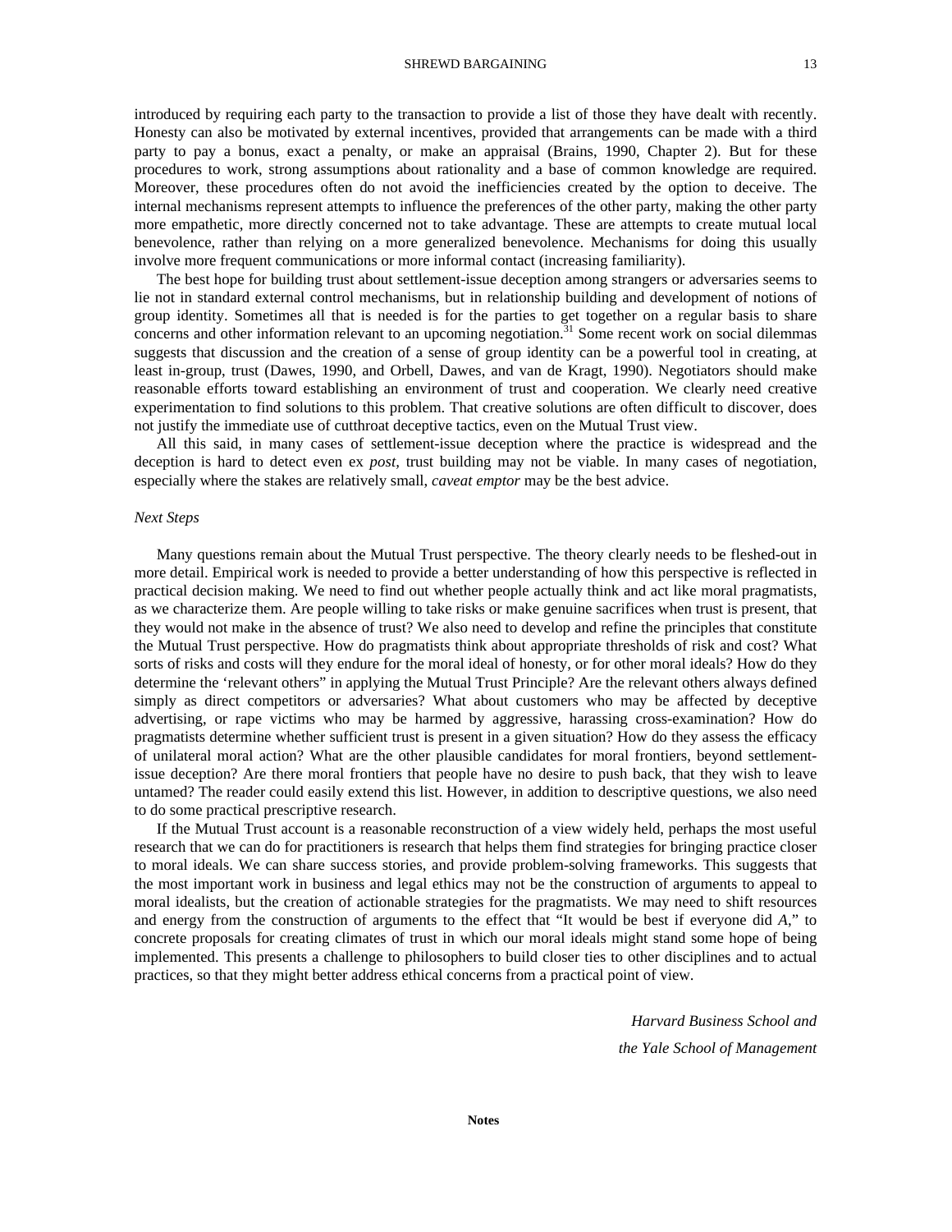introduced by requiring each party to the transaction to provide a list of those they have dealt with recently. Honesty can also be motivated by external incentives, provided that arrangements can be made with a third party to pay a bonus, exact a penalty, or make an appraisal (Brains, 1990, Chapter 2). But for these procedures to work, strong assumptions about rationality and a base of common knowledge are required. Moreover, these procedures often do not avoid the inefficiencies created by the option to deceive. The internal mechanisms represent attempts to influence the preferences of the other party, making the other party more empathetic, more directly concerned not to take advantage. These are attempts to create mutual local benevolence, rather than relying on a more generalized benevolence. Mechanisms for doing this usually involve more frequent communications or more informal contact (increasing familiarity).

The best hope for building trust about settlement-issue deception among strangers or adversaries seems to lie not in standard external control mechanisms, but in relationship building and development of notions of group identity. Sometimes all that is needed is for the parties to get together on a regular basis to share concerns and other information relevant to an upcoming negotiation.[31] Some recent work on social dilemmas suggests that discussion and the creation of a sense of group identity can be a powerful tool in creating, at least in-group, trust (Dawes, 1990, and Orbell, Dawes, and van de Kragt, 1990). Negotiators should make reasonable efforts toward establishing an environment of trust and cooperation. We clearly need creative experimentation to find solutions to this problem. That creative solutions are often difficult to discover, does not justify the immediate use of cutthroat deceptive tactics, even on the Mutual Trust view.

All this said, in many cases of settlement-issue deception where the practice is widespread and the deception is hard to detect even ex *post*, trust building may not be viable. In many cases of negotiation, especially where the stakes are relatively small, *caveat emptor* may be the best advice.

*Next Steps*

Many questions remain about the Mutual Trust perspective. The theory clearly needs to be fleshed-out in more detail. Empirical work is needed to provide a better understanding of how this perspective is reflected in practical decision making. We need to find out whether people actually think and act like moral pragmatists, as we characterize them. Are people willing to take risks or make genuine sacrifices when trust is present, that they would not make in the absence of trust? We also need to develop and refine the principles that constitute the Mutual Trust perspective. How do pragmatists think about appropriate thresholds of risk and cost? What sorts of risks and costs will they endure for the moral ideal of honesty, or for other moral ideals? How do they determine the 'relevant others" in applying the Mutual Trust Principle? Are the relevant others always defined simply as direct competitors or adversaries? What about customers who may be affected by deceptive advertising, or rape victims who may be harmed by aggressive, harassing cross-examination? How do pragmatists determine whether sufficient trust is present in a given situation? How do they assess the efficacy of unilateral moral action? What are the other plausible candidates for moral frontiers, beyond settlement-issue deception? Are there moral frontiers that people have no desire to push back, that they wish to leave untamed? The reader could easily extend this list. However, in addition to descriptive questions, we also need to do some practical prescriptive research.

If the Mutual Trust account is a reasonable reconstruction of a view widely held, perhaps the most useful research that we can do for practitioners is research that helps them find strategies for bringing practice closer to moral ideals. We can share success stories, and provide problem-solving frameworks. This suggests that the most important work in business and legal ethics may not be the construction of arguments to appeal to moral idealists, but the creation of actionable strategies for the pragmatists. We may need to shift resources and energy from the construction of arguments to the effect that "It would be best if everyone did *A*," to concrete proposals for creating climates of trust in which our moral ideals might stand some hope of being implemented. This presents a challenge to philosophers to build closer ties to other disciplines and to actual practices, so that they might better address ethical concerns from a practical point of view.

*Harvard Business School and*
*the Yale School of Management*

**Notes**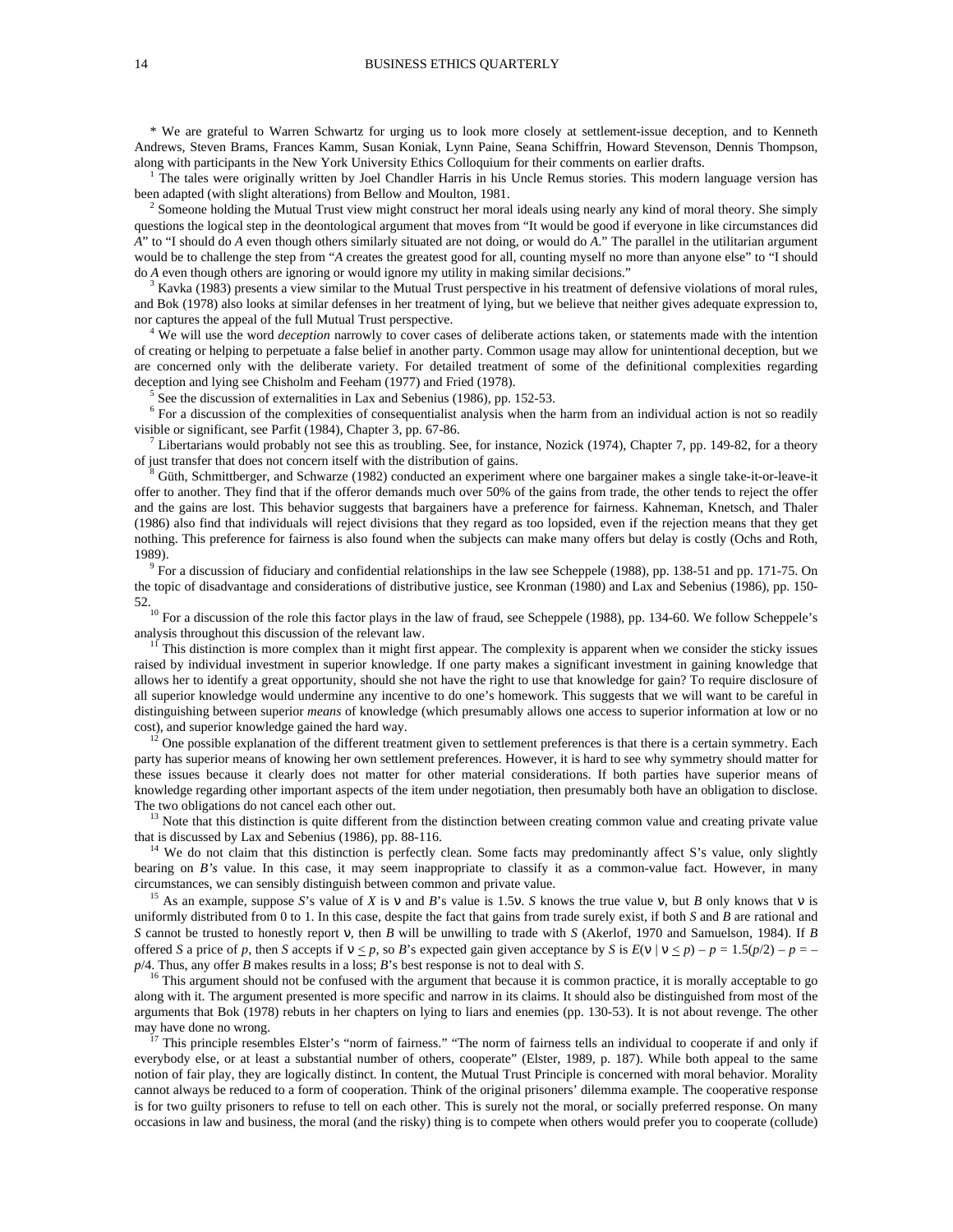\* We are grateful to Warren Schwartz for urging us to look more closely at settlement-issue deception, and to Kenneth Andrews, Steven Brams, Frances Kamm, Susan Koniak, Lynn Paine, Seana Schiffrin, Howard Stevenson, Dennis Thompson, along with participants in the New York University Ethics Colloquium for their comments on earlier drafts.

[1] The tales were originally written by Joel Chandler Harris in his Uncle Remus stories. This modern language version has been adapted (with slight alterations) from Bellow and Moulton, 1981.

[2] Someone holding the Mutual Trust view might construct her moral ideals using nearly any kind of moral theory. She simply questions the logical step in the deontological argument that moves from "It would be good if everyone in like circumstances did *A*" to "I should do *A* even though others similarly situated are not doing, or would do *A*." The parallel in the utilitarian argument would be to challenge the step from "*A* creates the greatest good for all, counting myself no more than anyone else" to "I should do *A* even though others are ignoring or would ignore my utility in making similar decisions."

[3] Kavka (1983) presents a view similar to the Mutual Trust perspective in his treatment of defensive violations of moral rules, and Bok (1978) also looks at similar defenses in her treatment of lying, but we believe that neither gives adequate expression to, nor captures the appeal of the full Mutual Trust perspective.

[4] We will use the word *deception* narrowly to cover cases of deliberate actions taken, or statements made with the intention of creating or helping to perpetuate a false belief in another party. Common usage may allow for unintentional deception, but we are concerned only with the deliberate variety. For detailed treatment of some of the definitional complexities regarding deception and lying see Chisholm and Feeham (1977) and Fried (1978).

[5] See the discussion of externalities in Lax and Sebenius (1986), pp. 152-53.

[6] For a discussion of the complexities of consequentialist analysis when the harm from an individual action is not so readily visible or significant, see Parfit (1984), Chapter 3, pp. 67-86.

[7] Libertarians would probably not see this as troubling. See, for instance, Nozick (1974), Chapter 7, pp. 149-82, for a theory of just transfer that does not concern itself with the distribution of gains.

[8] Güth, Schmittberger, and Schwarze (1982) conducted an experiment where one bargainer makes a single take-it-or-leave-it offer to another. They find that if the offeror demands much over 50% of the gains from trade, the other tends to reject the offer and the gains are lost. This behavior suggests that bargainers have a preference for fairness. Kahneman, Knetsch, and Thaler (1986) also find that individuals will reject divisions that they regard as too lopsided, even if the rejection means that they get nothing. This preference for fairness is also found when the subjects can make many offers but delay is costly (Ochs and Roth, 1989).

[9] For a discussion of fiduciary and confidential relationships in the law see Scheppele (1988), pp. 138-51 and pp. 171-75. On the topic of disadvantage and considerations of distributive justice, see Kronman (1980) and Lax and Sebenius (1986), pp. 150-52.

[10] For a discussion of the role this factor plays in the law of fraud, see Scheppele (1988), pp. 134-60. We follow Scheppele's analysis throughout this discussion of the relevant law.

[11] This distinction is more complex than it might first appear. The complexity is apparent when we consider the sticky issues raised by individual investment in superior knowledge. If one party makes a significant investment in gaining knowledge that allows her to identify a great opportunity, should she not have the right to use that knowledge for gain? To require disclosure of all superior knowledge would undermine any incentive to do one's homework. This suggests that we will want to be careful in distinguishing between superior *means* of knowledge (which presumably allows one access to superior information at low or no cost), and superior knowledge gained the hard way.

[12] One possible explanation of the different treatment given to settlement preferences is that there is a certain symmetry. Each party has superior means of knowing her own settlement preferences. However, it is hard to see why symmetry should matter for these issues because it clearly does not matter for other material considerations. If both parties have superior means of knowledge regarding other important aspects of the item under negotiation, then presumably both have an obligation to disclose. The two obligations do not cancel each other out.

[13] Note that this distinction is quite different from the distinction between creating common value and creating private value that is discussed by Lax and Sebenius (1986), pp. 88-116.

[14] We do not claim that this distinction is perfectly clean. Some facts may predominantly affect S's value, only slightly bearing on *B's* value. In this case, it may seem inappropriate to classify it as a common-value fact. However, in many circumstances, we can sensibly distinguish between common and private value.

[15] As an example, suppose *S*'s value of *X* is $\nu$ and *B*'s value is $1.5\nu$. *S* knows the true value $\nu$, but *B* only knows that $\nu$ is uniformly distributed from 0 to 1. In this case, despite the fact that gains from trade surely exist, if both *S* and *B* are rational and *S* cannot be trusted to honestly report $\nu$, then *B* will be unwilling to trade with *S* (Akerlof, 1970 and Samuelson, 1984). If *B* offered *S* a price of *p*, then *S* accepts if $\nu \leq p$, so *B*'s expected gain given acceptance by *S* is $E(\nu \mid \nu \leq p) - p = 1.5(p/2) - p = -p/4$. Thus, any offer *B* makes results in a loss; *B*'s best response is not to deal with *S*.

[16] This argument should not be confused with the argument that because it is common practice, it is morally acceptable to go along with it. The argument presented is more specific and narrow in its claims. It should also be distinguished from most of the arguments that Bok (1978) rebuts in her chapters on lying to liars and enemies (pp. 130-53). It is not about revenge. The other may have done no wrong.

[17] This principle resembles Elster's "norm of fairness." "The norm of fairness tells an individual to cooperate if and only if everybody else, or at least a substantial number of others, cooperate" (Elster, 1989, p. 187). While both appeal to the same notion of fair play, they are logically distinct. In content, the Mutual Trust Principle is concerned with moral behavior. Morality cannot always be reduced to a form of cooperation. Think of the original prisoners' dilemma example. The cooperative response is for two guilty prisoners to refuse to tell on each other. This is surely not the moral, or socially preferred response. On many occasions in law and business, the moral (and the risky) thing is to compete when others would prefer you to cooperate (collude)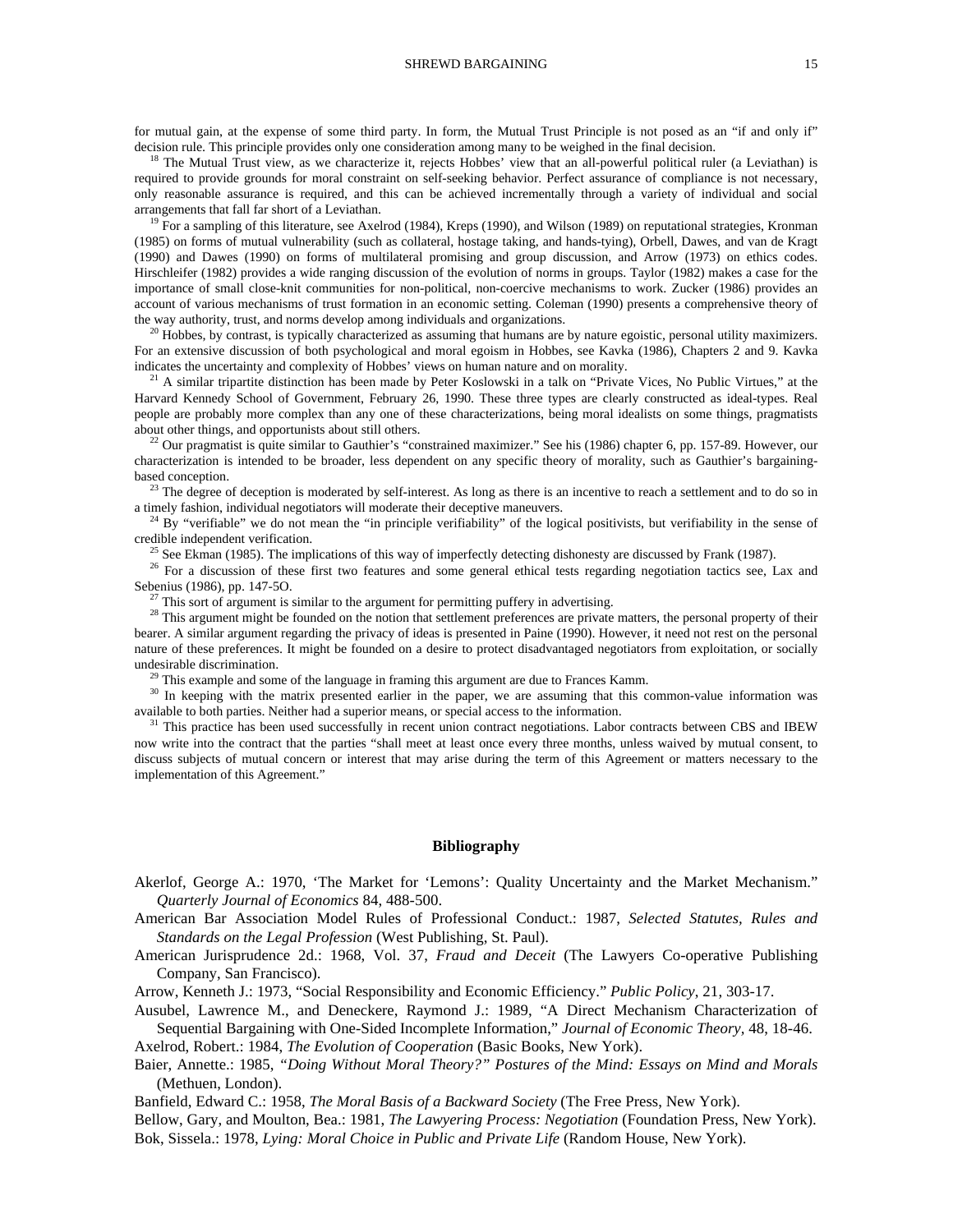for mutual gain, at the expense of some third party. In form, the Mutual Trust Principle is not posed as an "if and only if" decision rule. This principle provides only one consideration among many to be weighed in the final decision.

[18] The Mutual Trust view, as we characterize it, rejects Hobbes' view that an all-powerful political ruler (a Leviathan) is required to provide grounds for moral constraint on self-seeking behavior. Perfect assurance of compliance is not necessary, only reasonable assurance is required, and this can be achieved incrementally through a variety of individual and social arrangements that fall far short of a Leviathan.

[19] For a sampling of this literature, see Axelrod (1984), Kreps (1990), and Wilson (1989) on reputational strategies, Kronman (1985) on forms of mutual vulnerability (such as collateral, hostage taking, and hands-tying), Orbell, Dawes, and van de Kragt (1990) and Dawes (1990) on forms of multilateral promising and group discussion, and Arrow (1973) on ethics codes. Hirschleifer (1982) provides a wide ranging discussion of the evolution of norms in groups. Taylor (1982) makes a case for the importance of small close-knit communities for non-political, non-coercive mechanisms to work. Zucker (1986) provides an account of various mechanisms of trust formation in an economic setting. Coleman (1990) presents a comprehensive theory of the way authority, trust, and norms develop among individuals and organizations.

[20] Hobbes, by contrast, is typically characterized as assuming that humans are by nature egoistic, personal utility maximizers. For an extensive discussion of both psychological and moral egoism in Hobbes, see Kavka (1986), Chapters 2 and 9. Kavka indicates the uncertainty and complexity of Hobbes' views on human nature and on morality.

[21] A similar tripartite distinction has been made by Peter Koslowski in a talk on "Private Vices, No Public Virtues," at the Harvard Kennedy School of Government, February 26, 1990. These three types are clearly constructed as ideal-types. Real people are probably more complex than any one of these characterizations, being moral idealists on some things, pragmatists about other things, and opportunists about still others.

[22] Our pragmatist is quite similar to Gauthier's "constrained maximizer." See his (1986) chapter 6, pp. 157-89. However, our characterization is intended to be broader, less dependent on any specific theory of morality, such as Gauthier's bargaining-based conception.

[23] The degree of deception is moderated by self-interest. As long as there is an incentive to reach a settlement and to do so in a timely fashion, individual negotiators will moderate their deceptive maneuvers.

[24] By "verifiable" we do not mean the "in principle verifiability" of the logical positivists, but verifiability in the sense of credible independent verification.

[25] See Ekman (1985). The implications of this way of imperfectly detecting dishonesty are discussed by Frank (1987).

[26] For a discussion of these first two features and some general ethical tests regarding negotiation tactics see, Lax and Sebenius (1986), pp. 147-5O.

[27] This sort of argument is similar to the argument for permitting puffery in advertising.

[28] This argument might be founded on the notion that settlement preferences are private matters, the personal property of their bearer. A similar argument regarding the privacy of ideas is presented in Paine (1990). However, it need not rest on the personal nature of these preferences. It might be founded on a desire to protect disadvantaged negotiators from exploitation, or socially undesirable discrimination.

[29] This example and some of the language in framing this argument are due to Frances Kamm.

[30] In keeping with the matrix presented earlier in the paper, we are assuming that this common-value information was available to both parties. Neither had a superior means, or special access to the information.

[31] This practice has been used successfully in recent union contract negotiations. Labor contracts between CBS and IBEW now write into the contract that the parties "shall meet at least once every three months, unless waived by mutual consent, to discuss subjects of mutual concern or interest that may arise during the term of this Agreement or matters necessary to the implementation of this Agreement."

## Bibliography

Akerlof, George A.: 1970, 'The Market for 'Lemons': Quality Uncertainty and the Market Mechanism." *Quarterly Journal of Economics* 84, 488-500.

American Bar Association Model Rules of Professional Conduct.: 1987, *Selected Statutes, Rules and Standards on the Legal Profession* (West Publishing, St. Paul).

American Jurisprudence 2d.: 1968, Vol. 37, *Fraud and Deceit* (The Lawyers Co-operative Publishing Company, San Francisco).

Arrow, Kenneth J.: 1973, "Social Responsibility and Economic Efficiency." *Public Policy*, 21, 303-17.

Ausubel, Lawrence M., and Deneckere, Raymond J.: 1989, "A Direct Mechanism Characterization of Sequential Bargaining with One-Sided Incomplete Information," *Journal of Economic Theory*, 48, 18-46.

Axelrod, Robert.: 1984, *The Evolution of Cooperation* (Basic Books, New York).

Baier, Annette.: 1985, *"Doing Without Moral Theory?" Postures of the Mind: Essays on Mind and Morals* (Methuen, London).

Banfield, Edward C.: 1958, *The Moral Basis of a Backward Society* (The Free Press, New York).

Bellow, Gary, and Moulton, Bea.: 1981, *The Lawyering Process: Negotiation* (Foundation Press, New York).

Bok, Sissela.: 1978, *Lying: Moral Choice in Public and Private Life* (Random House, New York).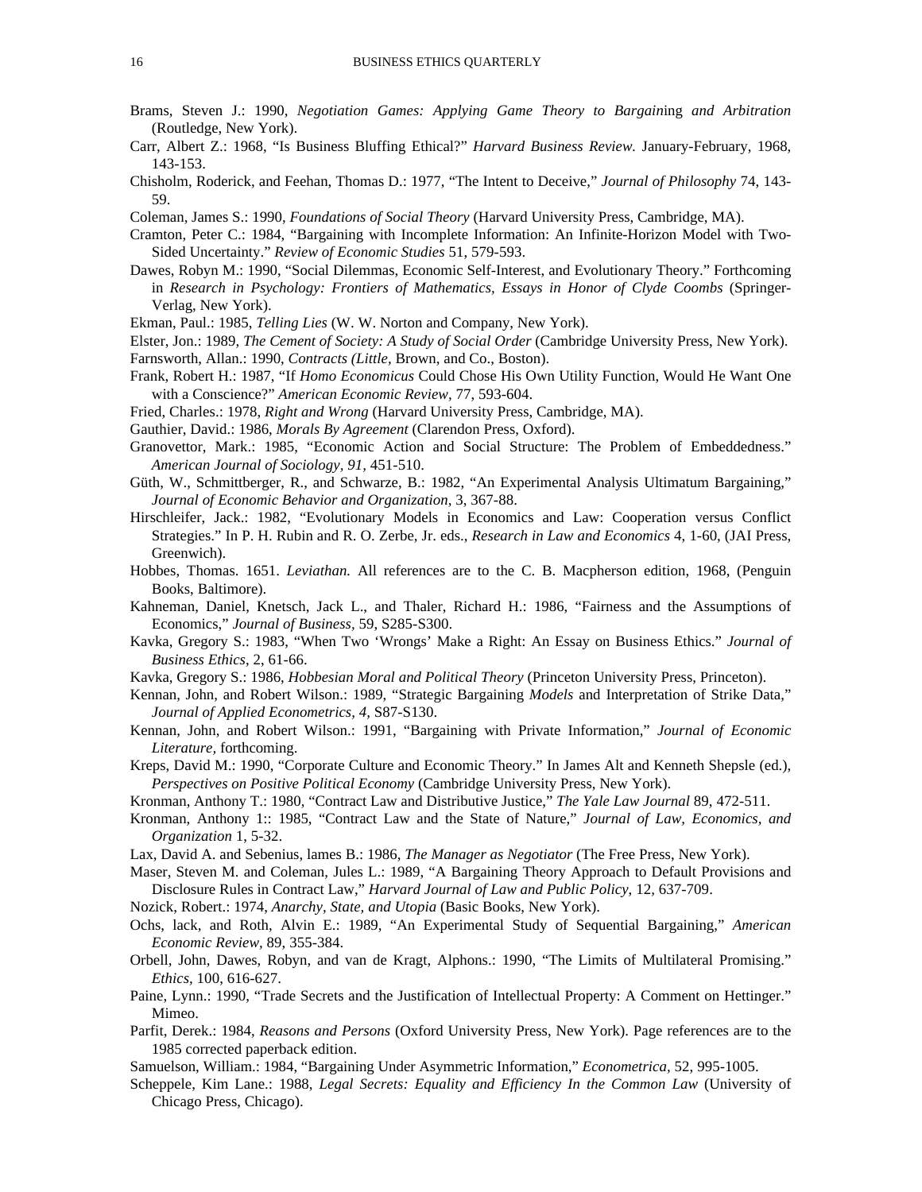Brams, Steven J.: 1990, *Negotiation Games: Applying Game Theory to Bargaining and Arbitration* (Routledge, New York).

Carr, Albert Z.: 1968, "Is Business Bluffing Ethical?" *Harvard Business Review.* January-February, 1968, 143-153.

Chisholm, Roderick, and Feehan, Thomas D.: 1977, "The Intent to Deceive," *Journal of Philosophy* 74, 143-59.

Coleman, James S.: 1990, *Foundations of Social Theory* (Harvard University Press, Cambridge, MA).

Cramton, Peter C.: 1984, "Bargaining with Incomplete Information: An Infinite-Horizon Model with Two-Sided Uncertainty." *Review of Economic Studies* 51, 579-593.

Dawes, Robyn M.: 1990, "Social Dilemmas, Economic Self-Interest, and Evolutionary Theory." Forthcoming in *Research in Psychology: Frontiers of Mathematics, Essays in Honor of Clyde Coombs* (Springer-Verlag, New York).

Ekman, Paul.: 1985, *Telling Lies* (W. W. Norton and Company, New York).

Elster, Jon.: 1989, *The Cement of Society: A Study of Social Order* (Cambridge University Press, New York).

Farnsworth, Allan.: 1990, *Contracts (Little,* Brown, and Co., Boston).

Frank, Robert H.: 1987, "If *Homo Economicus* Could Chose His Own Utility Function, Would He Want One with a Conscience?" *American Economic Review,* 77, 593-604.

Fried, Charles.: 1978, *Right and Wrong* (Harvard University Press, Cambridge, MA).

Gauthier, David.: 1986, *Morals By Agreement* (Clarendon Press, Oxford).

Granovettor, Mark.: 1985, "Economic Action and Social Structure: The Problem of Embeddedness." *American Journal of Sociology, 91,* 451-510.

Güth, W., Schmittberger, R., and Schwarze, B.: 1982, "An Experimental Analysis Ultimatum Bargaining," *Journal of Economic Behavior and Organization,* 3, 367-88.

Hirschleifer, Jack.: 1982, "Evolutionary Models in Economics and Law: Cooperation versus Conflict Strategies." In P. H. Rubin and R. O. Zerbe, Jr. eds., *Research in Law and Economics* 4, 1-60, (JAI Press, Greenwich).

Hobbes, Thomas. 1651. *Leviathan.* All references are to the C. B. Macpherson edition, 1968, (Penguin Books, Baltimore).

Kahneman, Daniel, Knetsch, Jack L., and Thaler, Richard H.: 1986, "Fairness and the Assumptions of Economics," *Journal of Business*, 59, S285-S300.

Kavka, Gregory S.: 1983, "When Two 'Wrongs' Make a Right: An Essay on Business Ethics." *Journal of Business Ethics*, 2, 61-66.

Kavka, Gregory S.: 1986, *Hobbesian Moral and Political Theory* (Princeton University Press, Princeton).

Kennan, John, and Robert Wilson.: 1989, "Strategic Bargaining *Models* and Interpretation of Strike Data," *Journal of Applied Econometrics, 4,* S87-S130.

Kennan, John, and Robert Wilson.: 1991, "Bargaining with Private Information," *Journal of Economic Literature,* forthcoming.

Kreps, David M.: 1990, "Corporate Culture and Economic Theory." In James Alt and Kenneth Shepsle (ed.), *Perspectives on Positive Political Economy* (Cambridge University Press, New York).

Kronman, Anthony T.: 1980, "Contract Law and Distributive Justice," *The Yale Law Journal* 89, 472-511.

Kronman, Anthony 1:: 1985, "Contract Law and the State of Nature," *Journal of Law, Economics, and Organization* 1, 5-32.

Lax, David A. and Sebenius, lames B.: 1986, *The Manager as Negotiator* (The Free Press, New York).

Maser, Steven M. and Coleman, Jules L.: 1989, "A Bargaining Theory Approach to Default Provisions and Disclosure Rules in Contract Law," *Harvard Journal of Law and Public Policy*, 12, 637-709.

Nozick, Robert.: 1974, *Anarchy, State, and Utopia* (Basic Books, New York).

Ochs, lack, and Roth, Alvin E.: 1989, "An Experimental Study of Sequential Bargaining," *American Economic Review,* 89, 355-384.

Orbell, John, Dawes, Robyn, and van de Kragt, Alphons.: 1990, "The Limits of Multilateral Promising." *Ethics,* 100, 616-627.

Paine, Lynn.: 1990, "Trade Secrets and the Justification of Intellectual Property: A Comment on Hettinger." Mimeo.

Parfit, Derek.: 1984, *Reasons and Persons* (Oxford University Press, New York). Page references are to the 1985 corrected paperback edition.

Samuelson, William.: 1984, "Bargaining Under Asymmetric Information," *Econometrica,* 52, 995-1005.

Scheppele, Kim Lane.: 1988, *Legal Secrets: Equality and Efficiency In the Common Law* (University of Chicago Press, Chicago).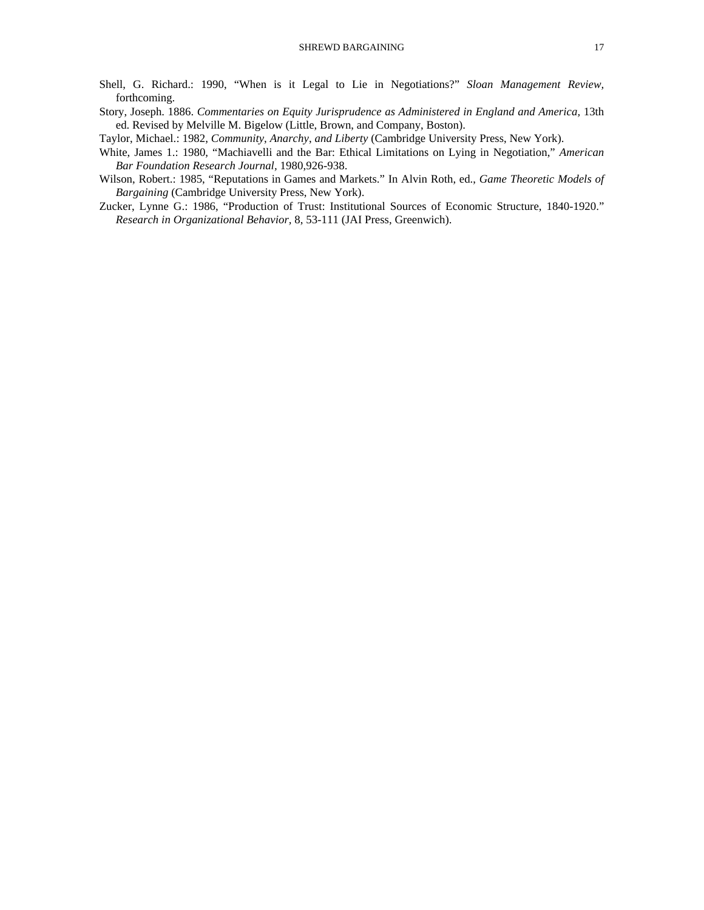Shell, G. Richard.: 1990, "When is it Legal to Lie in Negotiations?" *Sloan Management Review*, forthcoming.

Story, Joseph. 1886. *Commentaries on Equity Jurisprudence as Administered in England and America*, 13th ed. Revised by Melville M. Bigelow (Little, Brown, and Company, Boston).

Taylor, Michael.: 1982, *Community, Anarchy, and Liberty* (Cambridge University Press, New York).

White, James 1.: 1980, "Machiavelli and the Bar: Ethical Limitations on Lying in Negotiation," *American Bar Foundation Research Journal*, 1980,926-938.

Wilson, Robert.: 1985, "Reputations in Games and Markets." In Alvin Roth, ed., *Game Theoretic Models of Bargaining* (Cambridge University Press, New York).

Zucker, Lynne G.: 1986, "Production of Trust: Institutional Sources of Economic Structure, 1840-1920." *Research in Organizational Behavior*, 8, 53-111 (JAI Press, Greenwich).